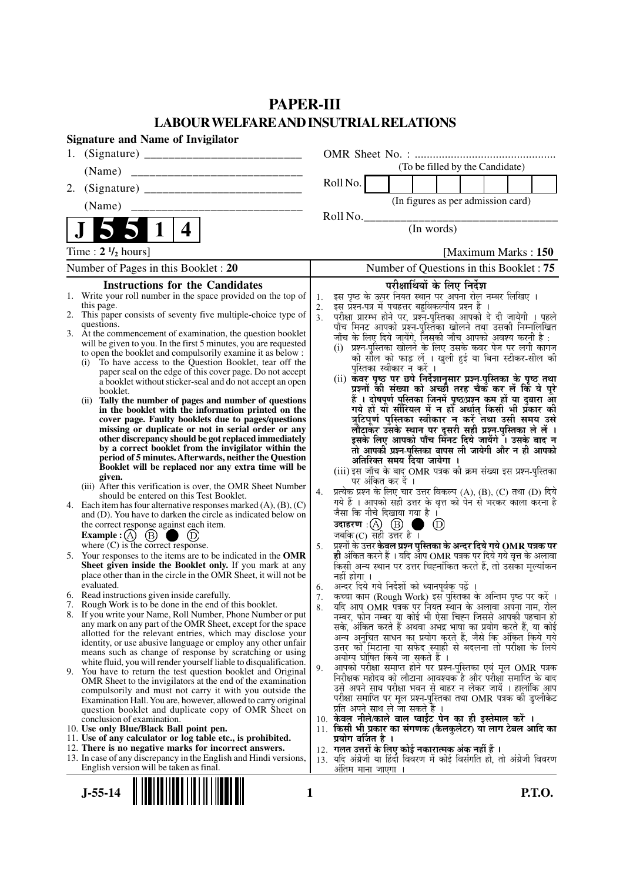# PAPER-III

## LABOUR WELFARE AND INSUTRIAL RELATIONS

**Signature and Name of Invigilator**

1. (Signature) \_\_\_\_\_\_\_\_\_\_\_\_\_\_\_\_\_\_\_\_\_\_\_\_\_\_

   (Name) \_\_\_\_\_\_\_\_\_\_\_\_\_\_\_\_\_\_\_\_\_\_\_\_\_\_\_\_

2. (Signature) \_\_\_\_\_\_\_\_\_\_\_\_\_\_\_\_\_\_\_\_\_\_\_\_\_\_

   (Name) \_\_\_\_\_\_\_\_\_\_\_\_\_\_\_\_\_\_\_\_\_\_\_\_\_\_\_\_

OMR Sheet No. : ...............................................

(To be filled by the Candidate)

Roll No. | | | | | | | | |

(In figures as per admission card)

Roll No.\_\_\_\_\_\_\_\_\_\_\_\_\_\_\_\_\_\_\_\_\_\_\_\_\_\_\_\_\_\_\_\_\_\_

(In words)

**J 5 5 1 4**

Time : **2 $\frac{1}{2}$ hours**] [Maximum Marks : **150**

Number of Pages in this Booklet : **20**

Number of Questions in this Booklet : **75**

### Instructions for the Candidates

1. Write your roll number in the space provided on the top of this page.
2. This paper consists of seventy five multiple-choice type of questions.
3. At the commencement of examination, the question booklet will be given to you. In the first 5 minutes, you are requested to open the booklet and compulsorily examine it as below :
   (i) To have access to the Question Booklet, tear off the paper seal on the edge of this cover page. Do not accept a booklet without sticker-seal and do not accept an open booklet.
   (ii) **Tally the number of pages and number of questions in the booklet with the information printed on the cover page. Faulty booklets due to pages/questions missing or duplicate or not in serial order or any other discrepancy should be got replaced immediately by a correct booklet from the invigilator within the period of 5 minutes. Afterwards, neither the Question Booklet will be replaced nor any extra time will be given.**
   (iii) After this verification is over, the OMR Sheet Number should be entered on this Test Booklet.
4. Each item has four alternative responses marked (A), (B), (C) and (D). You have to darken the circle as indicated below on the correct response against each item.
   **Example :** (A) (B) ● (D)
   where (C) is the correct response.
5. Your responses to the items are to be indicated in the **OMR Sheet given inside the Booklet only.** If you mark at any place other than in the circle in the OMR Sheet, it will not be evaluated.
6. Read instructions given inside carefully.
7. Rough Work is to be done in the end of this booklet.
8. If you write your Name, Roll Number, Phone Number or put any mark on any part of the OMR Sheet, except for the space allotted for the relevant entries, which may disclose your identity, or use abusive language or employ any other unfair means such as change of response by scratching or using white fluid, you will render yourself liable to disqualification.
9. You have to return the test question booklet and Original OMR Sheet to the invigilators at the end of the examination compulsorily and must not carry it with you outside the Examination Hall. You are, however, allowed to carry original question booklet and duplicate copy of OMR Sheet on conclusion of examination.
10. **Use only Blue/Black Ball point pen.**
11. **Use of any calculator or log table etc., is prohibited.**
12. **There is no negative marks for incorrect answers.**
13. In case of any discrepancy in the English and Hindi versions, English version will be taken as final.

### परीक्षार्थियों के लिए निर्देश

1. इस पृष्ठ के ऊपर नियत स्थान पर अपना रोल नम्बर लिखिए ।
2. इस प्रश्न-पत्र में पचहत्तर बहुविकल्पीय प्रश्न हैं ।
3. परीक्षा प्रारम्भ होने पर, प्रश्न-पुस्तिका आपको दे दी जायेगी । पहले पाँच मिनट आपको प्रश्न-पुस्तिका खोलने तथा उसकी निम्नलिखित जाँच के लिए दिये जायेंगे, जिसकी जाँच आपको अवश्य करनी है :
   (i) प्रश्न-पुस्तिका खोलने के लिए उसके कवर पेज पर लगी कागज की सील को फाड़ लें । खुली हुई या बिना स्टीकर-सील की पुस्तिका स्वीकार न करें ।
   (ii) **कवर पृष्ठ पर छपे निर्देशानुसार प्रश्न-पुस्तिका के पृष्ठ तथा प्रश्नों की संख्या को अच्छी तरह चैक कर लें कि ये पूरे हैं । दोषपूर्ण पुस्तिका जिनमें पृष्ठ/प्रश्न कम हों या दुबारा आ गये हों या सीरियल में न हों अर्थात् किसी भी प्रकार की त्रुटिपूर्ण पुस्तिका स्वीकार न करें तथा उसी समय उसे लौटाकर उसके स्थान पर दूसरी सही प्रश्न-पुस्तिका ले लें । इसके लिए आपको पाँच मिनट दिये जायेंगे । उसके बाद न तो आपकी प्रश्न-पुस्तिका वापस ली जायेगी और न ही आपको अतिरिक्त समय दिया जायेगा ।**
   (iii) इस जाँच के बाद OMR पत्रक की क्रम संख्या इस प्रश्न-पुस्तिका पर अंकित कर दें ।
4. प्रत्येक प्रश्न के लिए चार उत्तर विकल्प (A), (B), (C) तथा (D) दिये गये हैं । आपको सही उत्तर के वृत्त को पेन से भरकर काला करना है जैसा कि नीचे दिखाया गया है ।
   **उदाहरण :** (A) (B) ● (D)
   जबकि (C) सही उत्तर है ।
5. प्रश्नों के उत्तर **केवल प्रश्न पुस्तिका के अन्दर दिये गये OMR पत्रक पर ही** अंकित करने हैं । यदि आप OMR पत्रक पर दिये गये वृत्त के अलावा किसी अन्य स्थान पर उत्तर चिह्नांकित करते हैं, तो उसका मूल्यांकन नहीं होगा ।
6. अन्दर दिये गये निर्देशों को ध्यानपूर्वक पढ़ें ।
7. कच्चा काम (Rough Work) इस पुस्तिका के अन्तिम पृष्ठ पर करें ।
8. यदि आप OMR पत्रक पर नियत स्थान के अलावा अपना नाम, रोल नम्बर, फोन नम्बर या कोई भी ऐसा चिह्न जिससे आपकी पहचान हो सके, अंकित करते हैं अथवा अभद्र भाषा का प्रयोग करते हैं, या कोई अन्य अनुचित साधन का प्रयोग करते हैं, जैसे कि अंकित किये गये उत्तर को मिटाना या सफेद स्याही से बदलना तो परीक्षा के लिये अयोग्य घोषित किये जा सकते हैं ।
9. आपको परीक्षा समाप्त होने पर प्रश्न-पुस्तिका एवं मूल OMR पत्रक निरीक्षक महोदय को लौटाना आवश्यक है और परीक्षा समाप्ति के बाद उसे अपने साथ परीक्षा भवन से बाहर न लेकर जायें । हालांकि आप परीक्षा समाप्ति पर मूल प्रश्न-पुस्तिका तथा OMR पत्रक की डुप्लीकेट प्रति अपने साथ ले जा सकते हैं ।
10. **केवल नीले/काले बाल प्वाईंट पेन का ही इस्तेमाल करें ।**
11. **किसी भी प्रकार का संगणक (कैलकुलेटर) या लाग टेबल आदि का प्रयोग वर्जित है ।**
12. **गलत उत्तरों के लिए कोई नकारात्मक अंक नहीं हैं ।**
13. यदि अंग्रेजी या हिंदी विवरण में कोई विसंगति हो, तो अंग्रेजी विवरण अंतिम माना जाएगा ।

**J-55-14** **P.T.O.**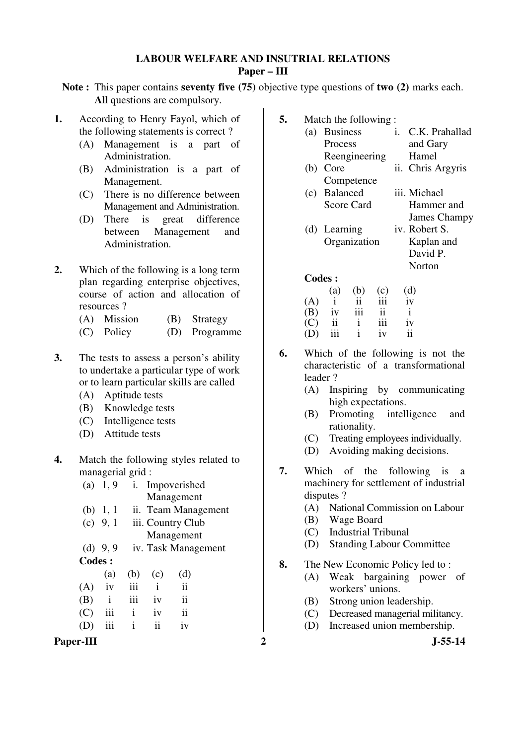# LABOUR WELFARE AND INSUTRIAL RELATIONS

## Paper – III

**Note :** This paper contains **seventy five (75)** objective type questions of **two (2)** marks each. **All** questions are compulsory.

**1.** According to Henry Fayol, which of the following statements is correct ?

(A) Management is a part of Administration.

(B) Administration is a part of Management.

(C) There is no difference between Management and Administration.

(D) There is great difference between Management and Administration.

**2.** Which of the following is a long term plan regarding enterprise objectives, course of action and allocation of resources ?

(A) Mission (B) Strategy

(C) Policy (D) Programme

**3.** The tests to assess a person's ability to undertake a particular type of work or to learn particular skills are called

(A) Aptitude tests

(B) Knowledge tests

(C) Intelligence tests

(D) Attitude tests

**4.** Match the following styles related to managerial grid :

| | | | |
|---|---|---|---|
| (a) | 1, 9 | i. | Impoverished Management |
| (b) | 1, 1 | ii. | Team Management |
| (c) | 9, 1 | iii. | Country Club Management |
| (d) | 9, 9 | iv. | Task Management |

**Codes :**

| | (a) | (b) | (c) | (d) |
|---|---|---|---|---|
| (A) | iv | iii | i | ii |
| (B) | i | iii | iv | ii |
| (C) | iii | i | iv | ii |
| (D) | iii | i | ii | iv |

**5.** Match the following :

| | | | |
|---|---|---|---|
| (a) | Business Process Reengineering | i. | C.K. Prahallad and Gary Hamel |
| (b) | Core Competence | ii. | Chris Argyris |
| (c) | Balanced Score Card | iii. | Michael Hammer and James Champy |
| (d) | Learning Organization | iv. | Robert S. Kaplan and David P. Norton |

**Codes :**

| | (a) | (b) | (c) | (d) |
|---|---|---|---|---|
| (A) | i | ii | iii | iv |
| (B) | iv | iii | ii | i |
| (C) | ii | i | iii | iv |
| (D) | iii | i | iv | ii |

**6.** Which of the following is not the characteristic of a transformational leader ?

(A) Inspiring by communicating high expectations.

(B) Promoting intelligence and rationality.

(C) Treating employees individually.

(D) Avoiding making decisions.

**7.** Which of the following is a machinery for settlement of industrial disputes ?

(A) National Commission on Labour

(B) Wage Board

(C) Industrial Tribunal

(D) Standing Labour Committee

**8.** The New Economic Policy led to :

(A) Weak bargaining power of workers' unions.

(B) Strong union leadership.

(C) Decreased managerial militancy.

(D) Increased union membership.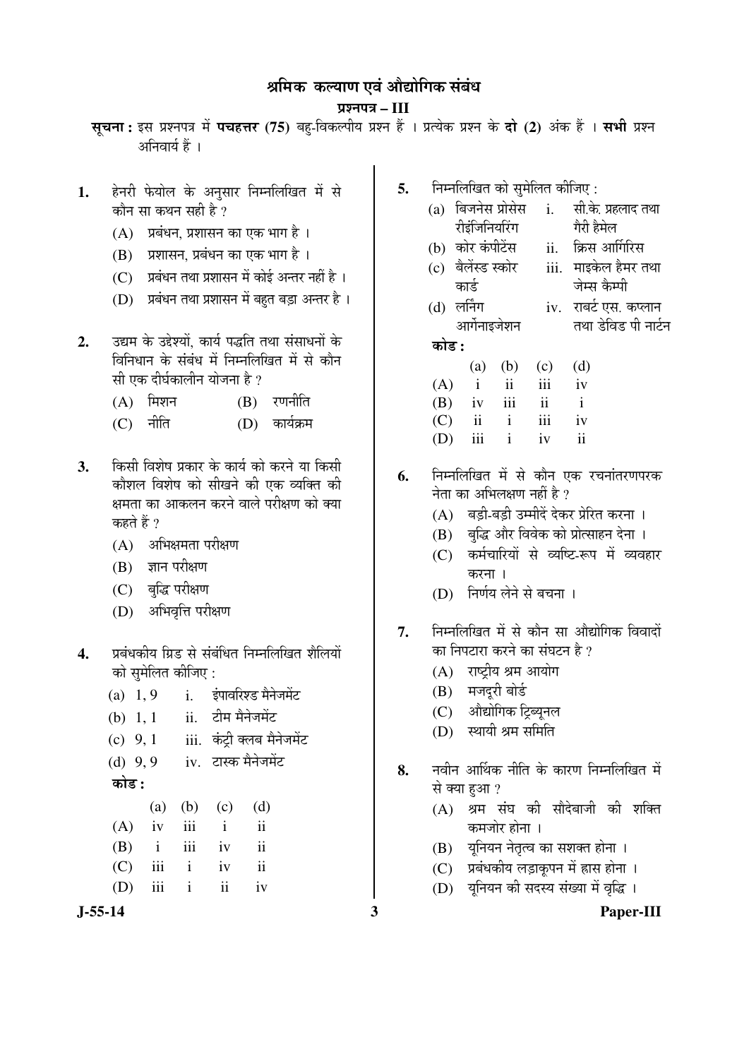# श्रमिक कल्याण एवं औद्योगिक संबंध

## प्रश्नपत्र – III

**सूचना :** इस प्रश्नपत्र में **पचहत्तर (75)** बहु-विकल्पीय प्रश्न हैं । प्रत्येक प्रश्न के **दो (2)** अंक हैं । **सभी** प्रश्न अनिवार्य हैं ।

**1.** हेनरी फेयोल के अनुसार निम्नलिखित में से कौन सा कथन सही है ?

(A) प्रबंधन, प्रशासन का एक भाग है ।

(B) प्रशासन, प्रबंधन का एक भाग है ।

(C) प्रबंधन तथा प्रशासन में कोई अन्तर नहीं है ।

(D) प्रबंधन तथा प्रशासन में बहुत बड़ा अन्तर है ।

**2.** उद्यम के उद्देश्यों, कार्य पद्धति तथा संसाधनों के विनिधान के संबंध में निम्नलिखित में से कौन सी एक दीर्घकालीन योजना है ?

(A) मिशन

(B) रणनीति

(C) नीति

(D) कार्यक्रम

**3.** किसी विशेष प्रकार के कार्य को करने या किसी कौशल विशेष को सीखने की एक व्यक्ति की क्षमता का आकलन करने वाले परीक्षण को क्या कहते हैं ?

(A) अभिक्षमता परीक्षण

(B) ज्ञान परीक्षण

(C) बुद्धि परीक्षण

(D) अभिवृत्ति परीक्षण

**4.** प्रबंधकीय ग्रिड से संबंधित निम्नलिखित शैलियों को सुमेलित कीजिए :

(a) 1, 9 — i. इंपावरिश्ड मैनेजमेंट

(b) 1, 1 — ii. टीम मैनेजमेंट

(c) 9, 1 — iii. कंट्री क्लब मैनेजमेंट

(d) 9, 9 — iv. टास्क मैनेजमेंट

**कोड :**

| | (a) | (b) | (c) | (d) |
|---|---|---|---|---|
| (A) | iv | iii | i | ii |
| (B) | i | iii | iv | ii |
| (C) | iii | i | iv | ii |
| (D) | iii | i | ii | iv |

**5.** निम्नलिखित को सुमेलित कीजिए :

(a) बिजनेस प्रोसेस रीइंजिनियरिंग — i. सी.के. प्रहलाद तथा गैरी हैमेल

(b) कोर कंपीटेंस — ii. क्रिस आर्गिरिस

(c) बैलेंस्ड स्कोर कार्ड — iii. माइकेल हैमर तथा जेम्स कैम्पी

(d) लर्निंग आर्गेनाइजेशन — iv. राबर्ट एस. कप्लान तथा डेविड पी नार्टन

**कोड :**

| | (a) | (b) | (c) | (d) |
|---|---|---|---|---|
| (A) | i | ii | iii | iv |
| (B) | iv | iii | ii | i |
| (C) | ii | i | iii | iv |
| (D) | iii | i | iv | ii |

**6.** निम्नलिखित में से कौन एक रचनांतरणपरक नेता का अभिलक्षण नहीं है ?

(A) बड़ी-बड़ी उम्मीदें देकर प्रेरित करना ।

(B) बुद्धि और विवेक को प्रोत्साहन देना ।

(C) कर्मचारियों से व्यष्टि-रूप में व्यवहार करना ।

(D) निर्णय लेने से बचना ।

**7.** निम्नलिखित में से कौन सा औद्योगिक विवादों का निपटारा करने का संघटन है ?

(A) राष्ट्रीय श्रम आयोग

(B) मजदूरी बोर्ड

(C) औद्योगिक ट्रिब्यूनल

(D) स्थायी श्रम समिति

**8.** नवीन आर्थिक नीति के कारण निम्नलिखित में से क्या हुआ ?

(A) श्रम संघ की सौदेबाजी की शक्ति कमजोर होना ।

(B) यूनियन नेतृत्व का सशक्त होना ।

(C) प्रबंधकीय लड़ाकूपन में ह्रास होना ।

(D) यूनियन की सदस्य संख्या में वृद्धि ।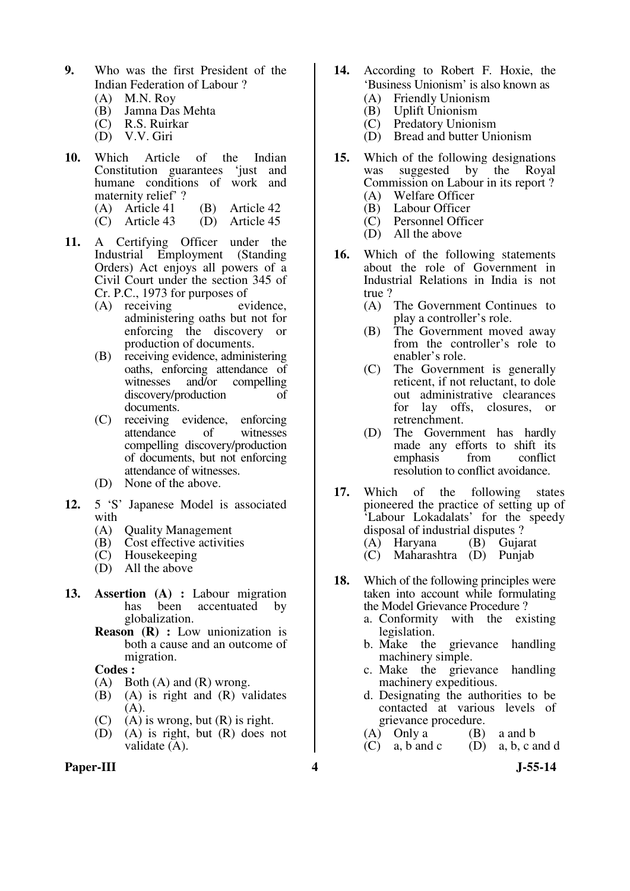**9.** Who was the first President of the Indian Federation of Labour ?

(A) M.N. Roy
(B) Jamna Das Mehta
(C) R.S. Ruirkar
(D) V.V. Giri

**10.** Which Article of the Indian Constitution guarantees 'just and humane conditions of work and maternity relief' ?

(A) Article 41 (B) Article 42
(C) Article 43 (D) Article 45

**11.** A Certifying Officer under the Industrial Employment (Standing Orders) Act enjoys all powers of a Civil Court under the section 345 of Cr. P.C., 1973 for purposes of

(A) receiving evidence, administering oaths but not for enforcing the discovery or production of documents.
(B) receiving evidence, administering oaths, enforcing attendance of witnesses and/or compelling discovery/production of documents.
(C) receiving evidence, enforcing attendance of witnesses compelling discovery/production of documents, but not enforcing attendance of witnesses.
(D) None of the above.

**12.** 5 'S' Japanese Model is associated with

(A) Quality Management
(B) Cost effective activities
(C) Housekeeping
(D) All the above

**13.** **Assertion (A) :** Labour migration has been accentuated by globalization.

**Reason (R) :** Low unionization is both a cause and an outcome of migration.

**Codes :**

(A) Both (A) and (R) wrong.
(B) (A) is right and (R) validates (A).
(C) (A) is wrong, but (R) is right.
(D) (A) is right, but (R) does not validate (A).

**14.** According to Robert F. Hoxie, the 'Business Unionism' is also known as

(A) Friendly Unionism
(B) Uplift Unionism
(C) Predatory Unionism
(D) Bread and butter Unionism

**15.** Which of the following designations was suggested by the Royal Commission on Labour in its report ?

(A) Welfare Officer
(B) Labour Officer
(C) Personnel Officer
(D) All the above

**16.** Which of the following statements about the role of Government in Industrial Relations in India is not true ?

(A) The Government Continues to play a controller's role.
(B) The Government moved away from the controller's role to enabler's role.
(C) The Government is generally reticent, if not reluctant, to dole out administrative clearances for lay offs, closures, or retrenchment.
(D) The Government has hardly made any efforts to shift its emphasis from conflict resolution to conflict avoidance.

**17.** Which of the following states pioneered the practice of setting up of 'Labour Lokadalats' for the speedy disposal of industrial disputes ?

(A) Haryana (B) Gujarat
(C) Maharashtra (D) Punjab

**18.** Which of the following principles were taken into account while formulating the Model Grievance Procedure ?

a. Conformity with the existing legislation.
b. Make the grievance handling machinery simple.
c. Make the grievance handling machinery expeditious.
d. Designating the authorities to be contacted at various levels of grievance procedure.

(A) Only a (B) a and b
(C) a, b and c (D) a, b, c and d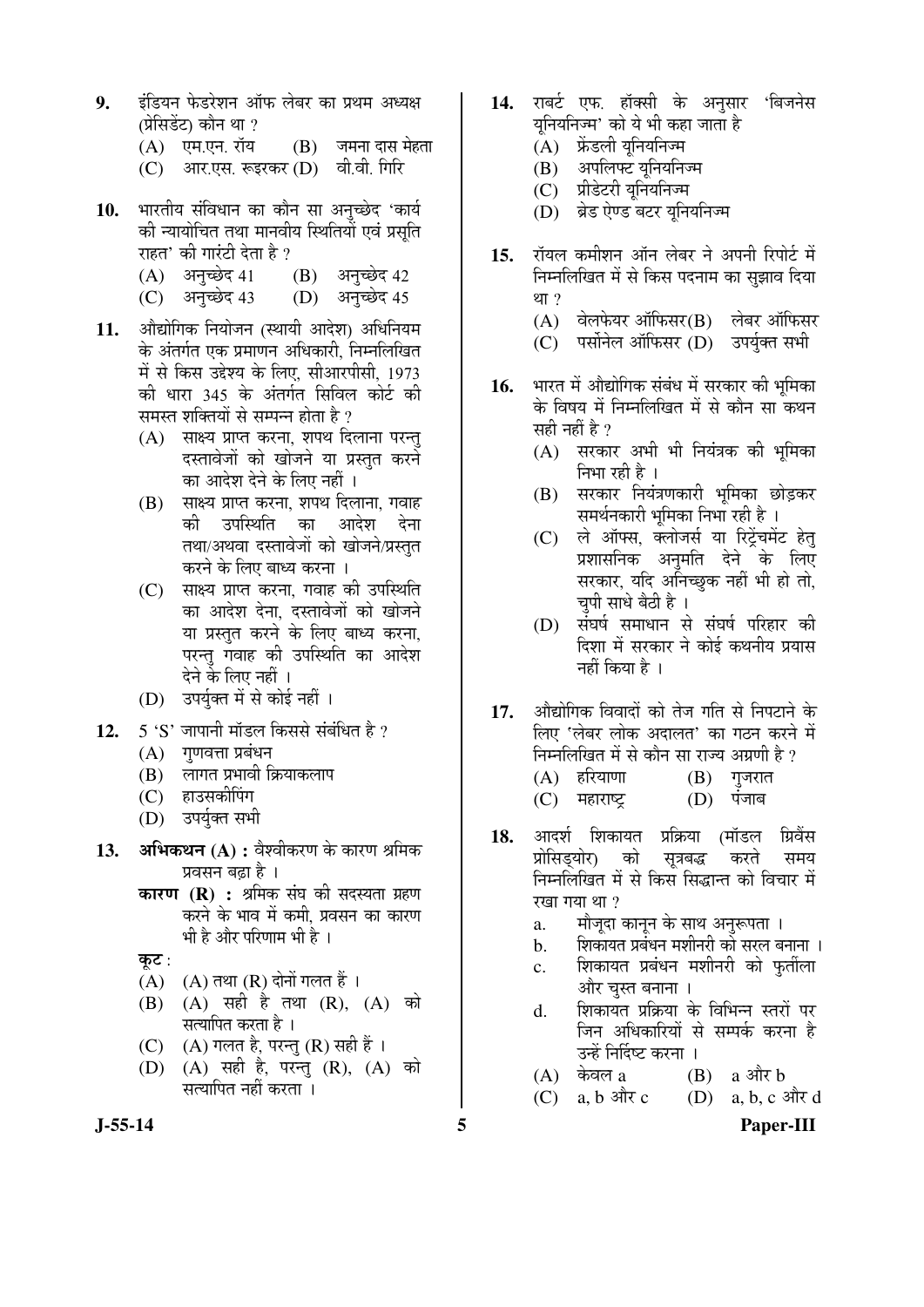**9.** इंडियन फेडरेशन ऑफ लेबर का प्रथम अध्यक्ष (प्रेसिडेंट) कौन था ?

(A) एम.एन. रॉय (B) जमना दास मेहता
(C) आर.एस. रूइकर (D) वी.वी. गिरि

**10.** भारतीय संविधान का कौन सा अनुच्छेद 'कार्य की न्यायोचित तथा मानवीय स्थितियों एवं प्रसूति राहत' की गारंटी देता है ?

(A) अनुच्छेद 41 (B) अनुच्छेद 42
(C) अनुच्छेद 43 (D) अनुच्छेद 45

**11.** औद्योगिक नियोजन (स्थायी आदेश) अधिनियम के अंतर्गत एक प्रमाणन अधिकारी, निम्नलिखित में से किस उद्देश्य के लिए, सीआरपीसी, 1973 की धारा 345 के अंतर्गत सिविल कोर्ट की समस्त शक्तियों से सम्पन्न होता है ?

(A) साक्ष्य प्राप्त करना, शपथ दिलाना परन्तु दस्तावेजों को खोजने या प्रस्तुत करने का आदेश देने के लिए नहीं ।
(B) साक्ष्य प्राप्त करना, शपथ दिलाना, गवाह की उपस्थिति का आदेश देना तथा/अथवा दस्तावेजों को खोजने/प्रस्तुत करने के लिए बाध्य करना ।
(C) साक्ष्य प्राप्त करना, गवाह की उपस्थिति का आदेश देना, दस्तावेजों को खोजने या प्रस्तुत करने के लिए बाध्य करना, परन्तु गवाह की उपस्थिति का आदेश देने के लिए नहीं ।
(D) उपर्युक्त में से कोई नहीं ।

**12.** 5 'S' जापानी मॉडल किससे संबंधित है ?

(A) गुणवत्ता प्रबंधन
(B) लागत प्रभावी क्रियाकलाप
(C) हाउसकीपिंग
(D) उपर्युक्त सभी

**13.** **अभिकथन (A) :** वैश्वीकरण के कारण श्रमिक प्रवसन बढ़ा है ।

**कारण (R) :** श्रमिक संघ की सदस्यता ग्रहण करने के भाव में कमी, प्रवसन का कारण भी है और परिणाम भी है ।

**कूट :**

(A) (A) तथा (R) दोनों गलत हैं ।
(B) (A) सही है तथा (R), (A) को सत्यापित करता है ।
(C) (A) गलत है, परन्तु (R) सही हैं ।
(D) (A) सही है, परन्तु (R), (A) को सत्यापित नहीं करता ।

**14.** राबर्ट एफ. हॉक्सी के अनुसार 'बिजनेस यूनियनिज्म' को ये भी कहा जाता है

(A) फ्रेंडली यूनियनिज्म
(B) अपलिफ्ट यूनियनिज्म
(C) प्रीडेटरी यूनियनिज्म
(D) ब्रेड ऐण्ड बटर यूनियनिज्म

**15.** रॉयल कमीशन ऑन लेबर ने अपनी रिपोर्ट में निम्नलिखित में से किस पदनाम का सुझाव दिया था ?

(A) वेलफेयर ऑफिसर (B) लेबर ऑफिसर
(C) पर्सोनेल ऑफिसर (D) उपर्युक्त सभी

**16.** भारत में औद्योगिक संबंध में सरकार की भूमिका के विषय में निम्नलिखित में से कौन सा कथन सही नहीं है ?

(A) सरकार अभी भी नियंत्रक की भूमिका निभा रही है ।
(B) सरकार नियंत्रणकारी भूमिका छोड़कर समर्थनकारी भूमिका निभा रही है ।
(C) ले ऑफ्स, क्लोजर्स या रिट्रेंचमेंट हेतु प्रशासनिक अनुमति देने के लिए सरकार, यदि अनिच्छुक नहीं भी हो तो, चुपी साधे बैठी है ।
(D) संघर्ष समाधान से संघर्ष परिहार की दिशा में सरकार ने कोई कथनीय प्रयास नहीं किया है ।

**17.** औद्योगिक विवादों को तेज गति से निपटाने के लिए 'लेबर लोक अदालत' का गठन करने में निम्नलिखित में से कौन सा राज्य अग्रणी है ?

(A) हरियाणा (B) गुजरात
(C) महाराष्ट्र (D) पंजाब

**18.** आदर्श शिकायत प्रक्रिया (मॉडल ग्रिवेंस प्रोसिड्योर) को सूत्रबद्ध करते समय निम्नलिखित में से किस सिद्धान्त को विचार में रखा गया था ?

a. मौजूदा कानून के साथ अनुरूपता ।
b. शिकायत प्रबंधन मशीनरी को सरल बनाना ।
c. शिकायत प्रबंधन मशीनरी को फुर्तीला और चुस्त बनाना ।
d. शिकायत प्रक्रिया के विभिन्न स्तरों पर जिन अधिकारियों से सम्पर्क करना है उन्हें निर्दिष्ट करना ।

(A) केवल a (B) a और b
(C) a, b और c (D) a, b, c और d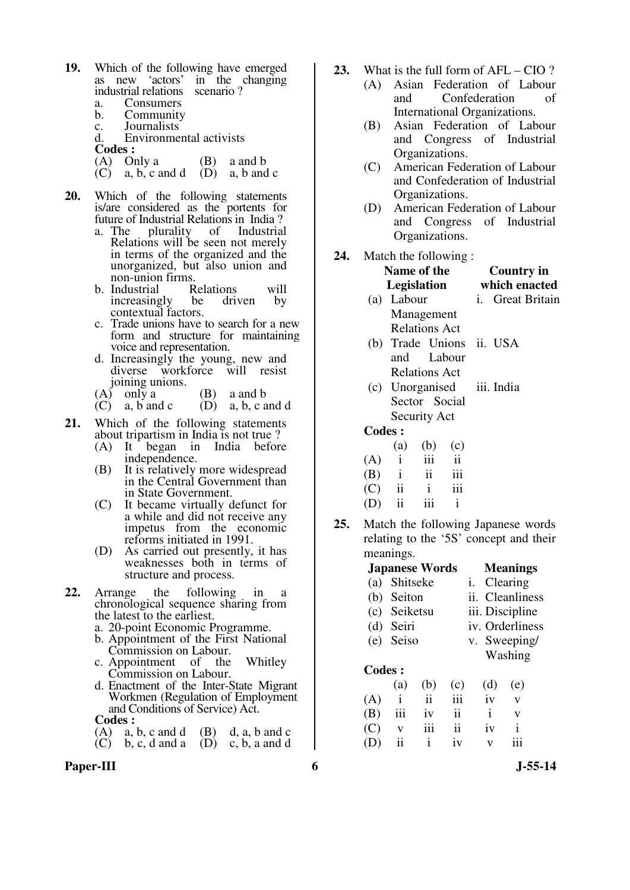**19.** Which of the following have emerged as new 'actors' in the changing industrial relations scenario ?

a. Consumers
b. Community
c. Journalists
d. Environmental activists

**Codes :**

(A) Only a (B) a and b
(C) a, b, c and d (D) a, b and c

**20.** Which of the following statements is/are considered as the portents for future of Industrial Relations in India ?

a. The plurality of Industrial Relations will be seen not merely in terms of the organized and the unorganized, but also union and non-union firms.
b. Industrial Relations will increasingly be driven by contextual factors.
c. Trade unions have to search for a new form and structure for maintaining voice and representation.
d. Increasingly the young, new and diverse workforce will resist joining unions.

(A) only a (B) a and b
(C) a, b and c (D) a, b, c and d

**21.** Which of the following statements about tripartism in India is not true ?

(A) It began in India before independence.
(B) It is relatively more widespread in the Central Government than in State Government.
(C) It became virtually defunct for a while and did not receive any impetus from the economic reforms initiated in 1991.
(D) As carried out presently, it has weaknesses both in terms of structure and process.

**22.** Arrange the following in a chronological sequence sharing from the latest to the earliest.

a. 20-point Economic Programme.
b. Appointment of the First National Commission on Labour.
c. Appointment of the Whitley Commission on Labour.
d. Enactment of the Inter-State Migrant Workmen (Regulation of Employment and Conditions of Service) Act.

**Codes :**

(A) a, b, c and d (B) d, a, b and c
(C) b, c, d and a (D) c, b, a and d

**23.** What is the full form of AFL – CIO ?

(A) Asian Federation of Labour and Confederation of International Organizations.
(B) Asian Federation of Labour and Congress of Industrial Organizations.
(C) American Federation of Labour and Confederation of Industrial Organizations.
(D) American Federation of Labour and Congress of Industrial Organizations.

**24.** Match the following :

| Name of the Legislation | Country in which enacted |
|---|---|
| (a) Labour Management Relations Act | i. Great Britain |
| (b) Trade Unions and Labour Relations Act | ii. USA |
| (c) Unorganised Sector Social Security Act | iii. India |

**Codes :**

| | (a) | (b) | (c) |
|---|---|---|---|
| (A) | i | iii | ii |
| (B) | i | ii | iii |
| (C) | ii | i | iii |
| (D) | ii | iii | i |

**25.** Match the following Japanese words relating to the '5S' concept and their meanings.

| Japanese Words | Meanings |
|---|---|
| (a) Shitseke | i. Clearing |
| (b) Seiton | ii. Cleanliness |
| (c) Seiketsu | iii. Discipline |
| (d) Seiri | iv. Orderliness |
| (e) Seiso | v. Sweeping/ Washing |

**Codes :**

| | (a) | (b) | (c) | (d) | (e) |
|---|---|---|---|---|---|
| (A) | i | ii | iii | iv | v |
| (B) | iii | iv | ii | i | v |
| (C) | v | iii | ii | iv | i |
| (D) | ii | i | iv | v | iii |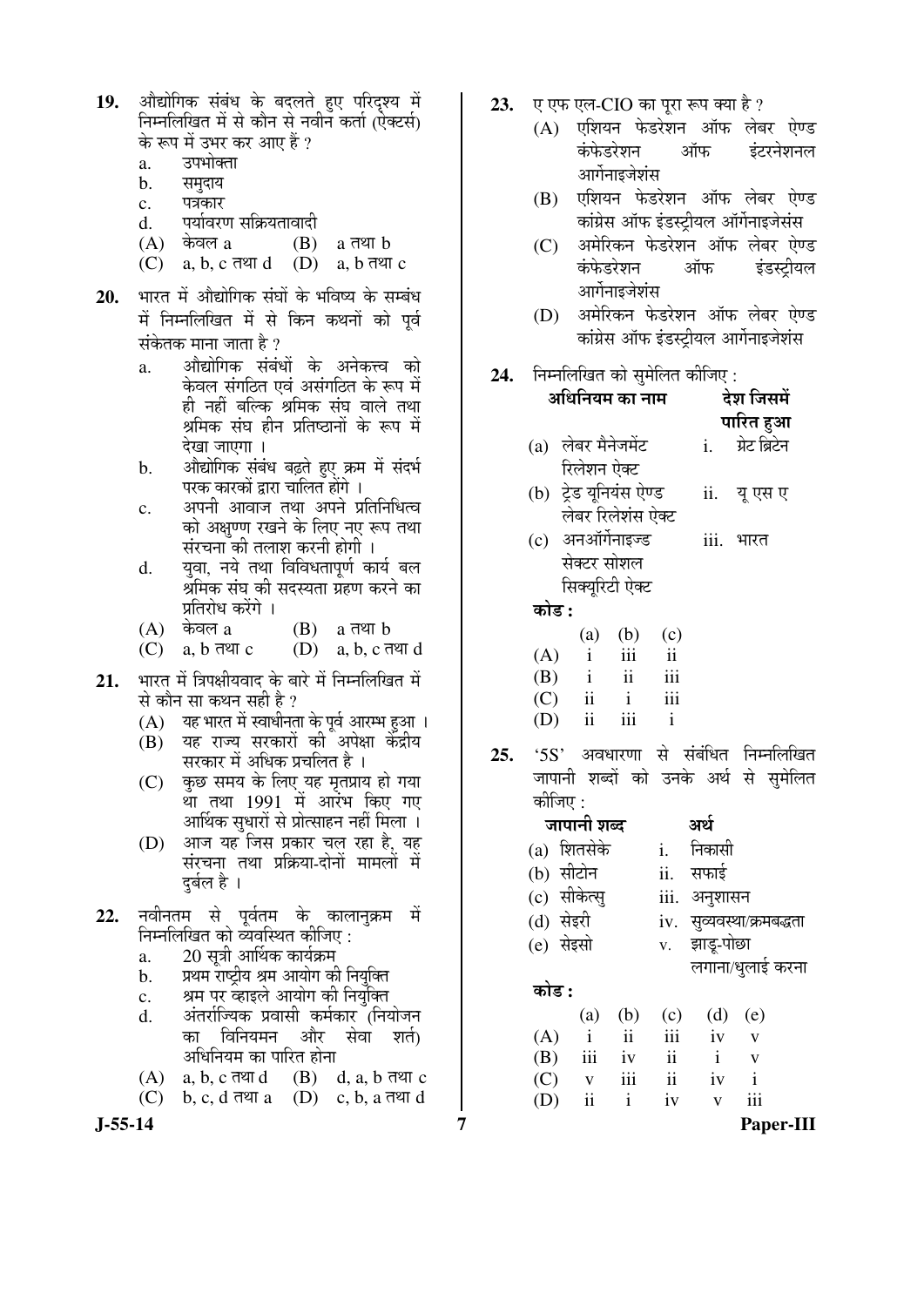19. औद्योगिक संबंध के बदलते हुए परिदृश्य में निम्नलिखित में से कौन से नवीन कर्ता (ऐक्टर्स) के रूप में उभर कर आए हैं ?
   a. उपभोक्ता
   b. समुदाय
   c. पत्रकार
   d. पर्यावरण सक्रियतावादी
   (A) केवल a (B) a तथा b
   (C) a, b, c तथा d (D) a, b तथा c

20. भारत में औद्योगिक संघों के भविष्य के सम्बंध में निम्नलिखित में से किन कथनों को पूर्व संकेतक माना जाता है ?
   a. औद्योगिक संबंधों के अनेकत्व को केवल संगठित एवं असंगठित के रूप में ही नहीं बल्कि श्रमिक संघ वाले तथा श्रमिक संघ हीन प्रतिष्ठानों के रूप में देखा जाएगा ।
   b. औद्योगिक संबंध बढ़ते हुए क्रम में संदर्भ परक कारकों द्वारा चालित होंगे ।
   c. अपनी आवाज तथा अपने प्रतिनिधित्व को अक्षुण्ण रखने के लिए नए रूप तथा संरचना की तलाश करनी होगी ।
   d. युवा, नये तथा विविधतापूर्ण कार्य बल श्रमिक संघ की सदस्यता ग्रहण करने का प्रतिरोध करेंगे ।
   (A) केवल a (B) a तथा b
   (C) a, b तथा c (D) a, b, c तथा d

21. भारत में त्रिपक्षीयवाद के बारे में निम्नलिखित में से कौन सा कथन सही है ?
   (A) यह भारत में स्वाधीनता के पूर्व आरम्भ हुआ ।
   (B) यह राज्य सरकारों की अपेक्षा केंद्रीय सरकार में अधिक प्रचलित है ।
   (C) कुछ समय के लिए यह मृतप्राय हो गया था तथा 1991 में आरंभ किए गए आर्थिक सुधारों से प्रोत्साहन नहीं मिला ।
   (D) आज यह जिस प्रकार चल रहा है, यह संरचना तथा प्रक्रिया-दोनों मामलों में दुर्बल है ।

22. नवीनतम से पूर्वतम के कालानुक्रम में निम्नलिखित को व्यवस्थित कीजिए :
   a. 20 सूत्री आर्थिक कार्यक्रम
   b. प्रथम राष्ट्रीय श्रम आयोग की नियुक्ति
   c. श्रम पर व्हाइले आयोग की नियुक्ति
   d. अंतर्राज्यिक प्रवासी कर्मकार (नियोजन का विनियमन और सेवा शर्त) अधिनियम का पारित होना
   (A) a, b, c तथा d (B) d, a, b तथा c
   (C) b, c, d तथा a (D) c, b, a तथा d

23. ए एफ एल-CIO का पूरा रूप क्या है ?
   (A) एशियन फेडरेशन ऑफ लेबर ऐण्ड कंफेडरेशन ऑफ इंटरनेशनल आर्गेनाइजेशंस
   (B) एशियन फेडरेशन ऑफ लेबर ऐण्ड कांग्रेस ऑफ इंडस्ट्रीयल ऑर्गेनाइजेसंस
   (C) अमेरिकन फेडरेशन ऑफ लेबर ऐण्ड कंफेडरेशन ऑफ इंडस्ट्रीयल आर्गेनाइजेशंस
   (D) अमेरिकन फेडरेशन ऑफ लेबर ऐण्ड कांग्रेस ऑफ इंडस्ट्रीयल आर्गेनाइजेशंस

24. निम्नलिखित को सुमेलित कीजिए :

| अधिनियम का नाम | देश जिसमें पारित हुआ |
|---|---|
| (a) लेबर मैनेजमेंट रिलेशन ऐक्ट | i. ग्रेट ब्रिटेन |
| (b) ट्रेड यूनियंस ऐण्ड लेबर रिलेशंस ऐक्ट | ii. यू एस ए |
| (c) अनऑर्गेनाइज्ड सेक्टर सोशल सिक्यूरिटी ऐक्ट | iii. भारत |

**कोड :**

| | (a) | (b) | (c) |
|---|---|---|---|
| (A) | i | iii | ii |
| (B) | i | ii | iii |
| (C) | ii | i | iii |
| (D) | ii | iii | i |

25. '5S' अवधारणा से संबंधित निम्नलिखित जापानी शब्दों को उनके अर्थ से सुमेलित कीजिए :

| जापानी शब्द | अर्थ |
|---|---|
| (a) शितसेके | i. निकासी |
| (b) सीटोन | ii. सफाई |
| (c) सीकेत्सु | iii. अनुशासन |
| (d) सेइरी | iv. सुव्यवस्था/क्रमबद्धता |
| (e) सेइसो | v. झाड़ू-पोछा लगाना/धुलाई करना |

**कोड :**

| | (a) | (b) | (c) | (d) | (e) |
|---|---|---|---|---|---|
| (A) | i | ii | iii | iv | v |
| (B) | iii | iv | ii | i | v |
| (C) | v | iii | ii | iv | i |
| (D) | ii | i | iv | v | iii |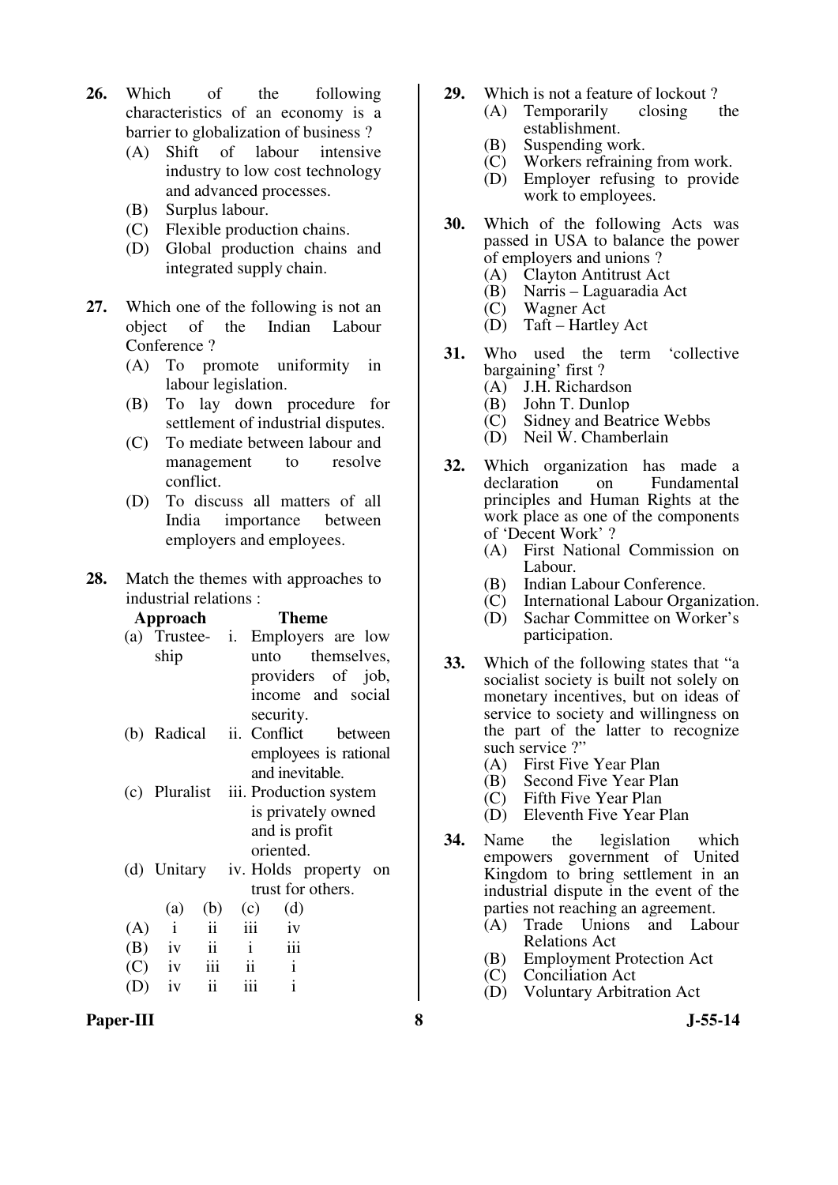26. Which of the following characteristics of an economy is a barrier to globalization of business ?
    (A) Shift of labour intensive industry to low cost technology and advanced processes.
    (B) Surplus labour.
    (C) Flexible production chains.
    (D) Global production chains and integrated supply chain.

27. Which one of the following is not an object of the Indian Labour Conference ?
    (A) To promote uniformity in labour legislation.
    (B) To lay down procedure for settlement of industrial disputes.
    (C) To mediate between labour and management to resolve conflict.
    (D) To discuss all matters of all India importance between employers and employees.

28. Match the themes with approaches to industrial relations :

| Approach | Theme |
|---|---|
| (a) Trusteeship | i. Employers are low unto themselves, providers of job, income and social security. |
| (b) Radical | ii. Conflict between employees is rational and inevitable. |
| (c) Pluralist | iii. Production system is privately owned and is profit oriented. |
| (d) Unitary | iv. Holds property on trust for others. |

|  | (a) | (b) | (c) | (d) |
|---|---|---|---|---|
| (A) | i | ii | iii | iv |
| (B) | iv | ii | i | iii |
| (C) | iv | iii | ii | i |
| (D) | iv | ii | iii | i |

29. Which is not a feature of lockout ?
    (A) Temporarily closing the establishment.
    (B) Suspending work.
    (C) Workers refraining from work.
    (D) Employer refusing to provide work to employees.

30. Which of the following Acts was passed in USA to balance the power of employers and unions ?
    (A) Clayton Antitrust Act
    (B) Narris – Laguaradia Act
    (C) Wagner Act
    (D) Taft – Hartley Act

31. Who used the term 'collective bargaining' first ?
    (A) J.H. Richardson
    (B) John T. Dunlop
    (C) Sidney and Beatrice Webbs
    (D) Neil W. Chamberlain

32. Which organization has made a declaration on Fundamental principles and Human Rights at the work place as one of the components of 'Decent Work' ?
    (A) First National Commission on Labour.
    (B) Indian Labour Conference.
    (C) International Labour Organization.
    (D) Sachar Committee on Worker's participation.

33. Which of the following states that "a socialist society is built not solely on monetary incentives, but on ideas of service to society and willingness on the part of the latter to recognize such service ?"
    (A) First Five Year Plan
    (B) Second Five Year Plan
    (C) Fifth Five Year Plan
    (D) Eleventh Five Year Plan

34. Name the legislation which empowers government of United Kingdom to bring settlement in an industrial dispute in the event of the parties not reaching an agreement.
    (A) Trade Unions and Labour Relations Act
    (B) Employment Protection Act
    (C) Conciliation Act
    (D) Voluntary Arbitration Act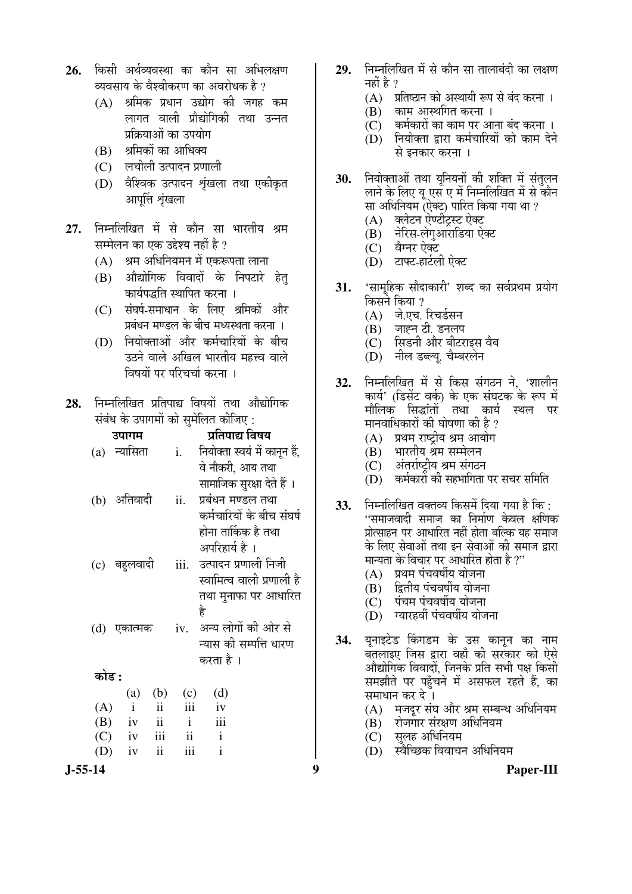26. किसी अर्थव्यवस्था का कौन सा अभिलक्षण व्यवसाय के वैश्वीकरण का अवरोधक है ?
   (A) श्रमिक प्रधान उद्योग की जगह कम लागत वाली प्रौद्योगिकी तथा उन्नत प्रक्रियाओं का उपयोग
   (B) श्रमिकों का आधिक्य
   (C) लचीली उत्पादन प्रणाली
   (D) वैश्विक उत्पादन शृंखला तथा एकीकृत आपूर्त्ति शृंखला

27. निम्नलिखित में से कौन सा भारतीय श्रम सम्मेलन का एक उद्देश्य नहीं है ?
   (A) श्रम अधिनियमन में एकरूपता लाना
   (B) औद्योगिक विवादों के निपटारे हेतु कार्यपद्धति स्थापित करना ।
   (C) संघर्ष-समाधान के लिए श्रमिकों और प्रबंधन मण्डल के बीच मध्यस्थता करना ।
   (D) नियोक्ताओं और कर्मचारियों के बीच उठने वाले अखिल भारतीय महत्त्व वाले विषयों पर परिचर्चा करना ।

28. निम्नलिखित प्रतिपाद्य विषयों तथा औद्योगिक संबंध के उपागमों को सुमेलित कीजिए :

| उपागम | | प्रतिपाद्य विषय |
|---|---|---|
| (a) न्यासिता | i. | नियोक्ता स्वयं में कानून हैं, वे नौकरी, आय तथा सामाजिक सुरक्षा देते हैं । |
| (b) अतिवादी | ii. | प्रबंधन मण्डल तथा कर्मचारियों के बीच संघर्ष होना तार्किक है तथा अपरिहार्य है । |
| (c) बहुलवादी | iii. | उत्पादन प्रणाली निजी स्वामित्व वाली प्रणाली है तथा मुनाफा पर आधारित है |
| (d) एकात्मक | iv. | अन्य लोगों की ओर से न्यास की सम्पत्ति धारण करता है । |

**कोड :**

| | (a) | (b) | (c) | (d) |
|---|---|---|---|---|
| (A) | i | ii | iii | iv |
| (B) | iv | ii | i | iii |
| (C) | iv | iii | ii | i |
| (D) | iv | ii | iii | i |

29. निम्नलिखित में से कौन सा तालाबंदी का लक्षण नहीं है ?
   (A) प्रतिष्ठान को अस्थायी रूप से बंद करना ।
   (B) काम आस्थगित करना ।
   (C) कर्मकारों का काम पर आना बंद करना ।
   (D) नियोक्ता द्वारा कर्मचारियों को काम देने से इनकार करना ।

30. नियोक्ताओं तथा यूनियनों की शक्ति में संतुलन लाने के लिए यू एस ए में निम्नलिखित में से कौन सा अधिनियम (ऐक्ट) पारित किया गया था ?
   (A) क्लेटन ऐण्टीट्रस्ट ऐक्ट
   (B) नेरिस-लेगुआराडिया ऐक्ट
   (C) वैग्नर ऐक्ट
   (D) टाफ्ट-हार्टली ऐक्ट

31. 'सामूहिक सौदाकारी' शब्द का सर्वप्रथम प्रयोग किसने किया ?
   (A) जे.एच. रिचर्डसन
   (B) जाह्न टी. डनलप
   (C) सिडनी और बीटराइस वैब
   (D) नील डब्ल्यू. चैम्बरलेन

32. निम्नलिखित में से किस संगठन ने, 'शालीन कार्य' (डिसेंट वर्क) के एक संघटक के रूप में मौलिक सिद्धांतों तथा कार्य स्थल पर मानवाधिकारों की घोषणा की है ?
   (A) प्रथम राष्ट्रीय श्रम आयोग
   (B) भारतीय श्रम सम्मेलन
   (C) अंतर्राष्ट्रीय श्रम संगठन
   (D) कर्मकारों की सहभागिता पर सचर समिति

33. निम्नलिखित वक्तव्य किसमें दिया गया है कि : "समाजवादी समाज का निर्माण केवल क्षणिक प्रोत्साहन पर आधारित नहीं होता बल्कि यह समाज के लिए सेवाओं तथा इन सेवाओं की समाज द्वारा मान्यता के विचार पर आधारित होता है ?"
   (A) प्रथम पंचवर्षीय योजना
   (B) द्वितीय पंचवर्षीय योजना
   (C) पंचम पंचवर्षीय योजना
   (D) ग्यारहवीं पंचवर्षीय योजना

34. यूनाइटेड किंगडम के उस कानून का नाम बतलाइए जिस द्वारा वहाँ की सरकार को ऐसे औद्योगिक विवादों, जिनके प्रति सभी पक्ष किसी समझौते पर पहुँचने में असफल रहते हैं, का समाधान कर दे ।
   (A) मजदूर संघ और श्रम सम्बन्ध अधिनियम
   (B) रोजगार संरक्षण अधिनियम
   (C) सुलह अधिनियम
   (D) स्वैच्छिक विवाचन अधिनियम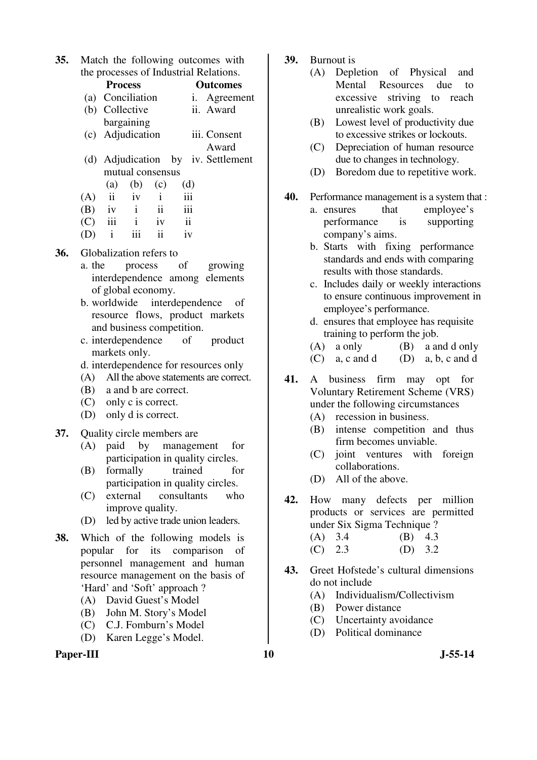**35.** Match the following outcomes with the processes of Industrial Relations.

| | Process | Outcomes |
|---|---|---|
| (a) | Conciliation | i. Agreement |
| (b) | Collective bargaining | ii. Award |
| (c) | Adjudication | iii. Consent Award |
| (d) | Adjudication by mutual consensus | iv. Settlement |

| | (a) | (b) | (c) | (d) |
|---|---|---|---|---|
| (A) | ii | iv | i | iii |
| (B) | iv | i | ii | iii |
| (C) | iii | i | iv | ii |
| (D) | i | iii | ii | iv |

**36.** Globalization refers to

a. the process of growing interdependence among elements of global economy.

b. worldwide interdependence of resource flows, product markets and business competition.

c. interdependence of product markets only.

d. interdependence for resources only

(A) All the above statements are correct.
(B) a and b are correct.
(C) only c is correct.
(D) only d is correct.

**37.** Quality circle members are

(A) paid by management for participation in quality circles.
(B) formally trained for participation in quality circles.
(C) external consultants who improve quality.
(D) led by active trade union leaders.

**38.** Which of the following models is popular for its comparison of personnel management and human resource management on the basis of 'Hard' and 'Soft' approach ?

(A) David Guest's Model
(B) John M. Story's Model
(C) C.J. Fomburn's Model
(D) Karen Legge's Model.

**39.** Burnout is

(A) Depletion of Physical and Mental Resources due to excessive striving to reach unrealistic work goals.
(B) Lowest level of productivity due to excessive strikes or lockouts.
(C) Depreciation of human resource due to changes in technology.
(D) Boredom due to repetitive work.

**40.** Performance management is a system that :

a. ensures that employee's performance is supporting company's aims.

b. Starts with fixing performance standards and ends with comparing results with those standards.

c. Includes daily or weekly interactions to ensure continuous improvement in employee's performance.

d. ensures that employee has requisite training to perform the job.

(A) a only
(B) a and d only
(C) a, c and d
(D) a, b, c and d

**41.** A business firm may opt for Voluntary Retirement Scheme (VRS) under the following circumstances

(A) recession in business.
(B) intense competition and thus firm becomes unviable.
(C) joint ventures with foreign collaborations.
(D) All of the above.

**42.** How many defects per million products or services are permitted under Six Sigma Technique ?

(A) 3.4
(B) 4.3
(C) 2.3
(D) 3.2

**43.** Greet Hofstede's cultural dimensions do not include

(A) Individualism/Collectivism
(B) Power distance
(C) Uncertainty avoidance
(D) Political dominance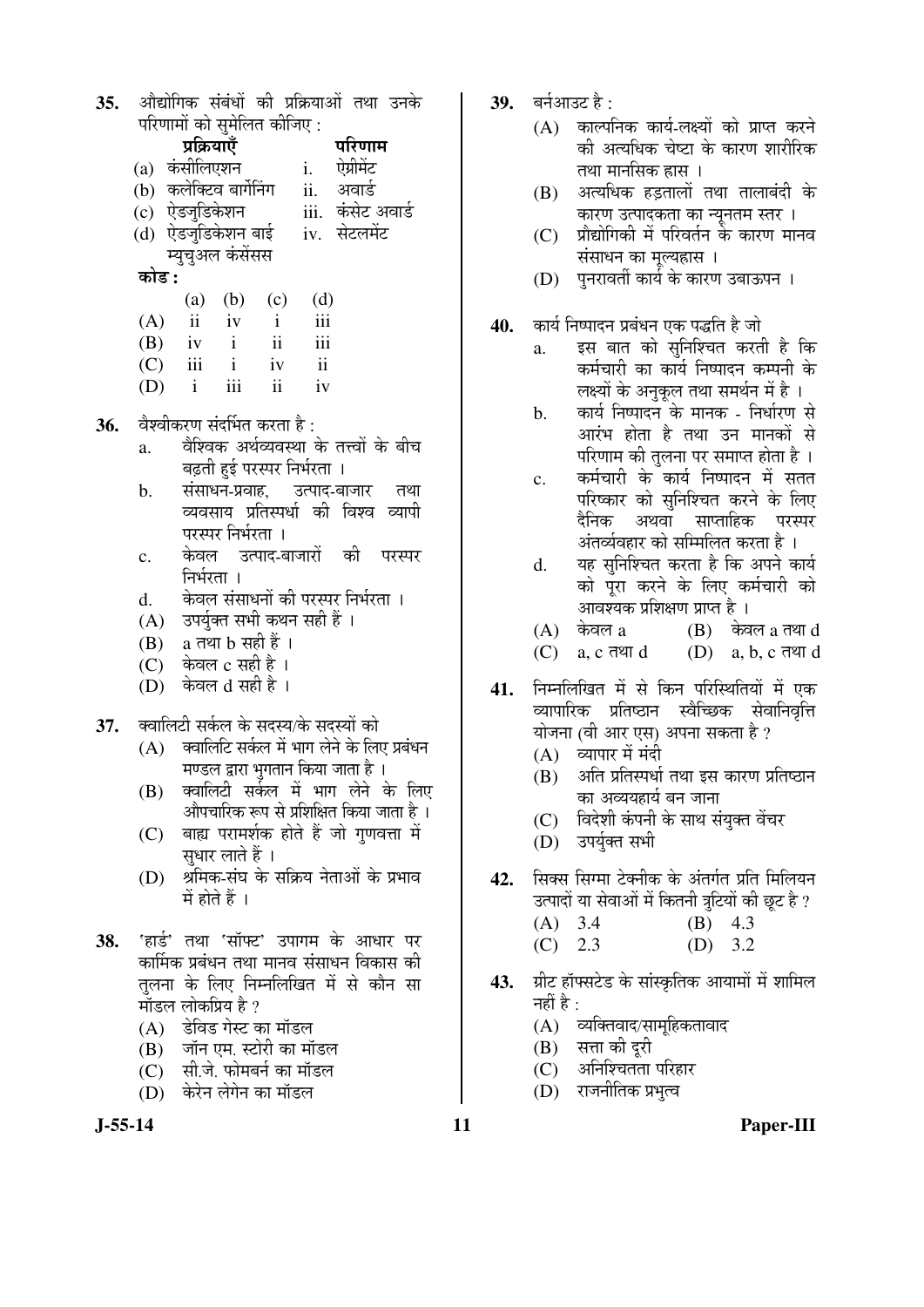35. औद्योगिक संबंधों की प्रक्रियाओं तथा उनके परिणामों को सुमेलित कीजिए :

| प्रक्रियाएँ | परिणाम |
|---|---|
| (a) कंसीलिएशन | i. ऐग्रीमेंट |
| (b) कलेक्टिव बार्गेनिंग | ii. अवार्ड |
| (c) ऐडजुडिकेशन | iii. कंसेंट अवार्ड |
| (d) ऐडजुडिकेशन बाई म्युचुअल कंसेंसस | iv. सेटलमेंट |

**कोड :**

| | (a) | (b) | (c) | (d) |
|---|---|---|---|---|
| (A) | ii | iv | i | iii |
| (B) | iv | i | ii | iii |
| (C) | iii | i | iv | ii |
| (D) | i | iii | ii | iv |

36. वैश्वीकरण संदर्भित करता है :
   a. वैश्विक अर्थव्यवस्था के तत्त्वों के बीच बढ़ती हुई परस्पर निर्भरता ।
   b. संसाधन-प्रवाह, उत्पाद-बाजार तथा व्यवसाय प्रतिस्पर्धा की विश्व व्यापी परस्पर निर्भरता ।
   c. केवल उत्पाद-बाजारों की परस्पर निर्भरता ।
   d. केवल संसाधनों की परस्पर निर्भरता ।
   (A) उपर्युक्त सभी कथन सही हैं ।
   (B) a तथा b सही हैं ।
   (C) केवल c सही है ।
   (D) केवल d सही है ।

37. क्वालिटी सर्कल के सदस्य/के सदस्यों को
   (A) क्वालिटि सर्कल में भाग लेने के लिए प्रबंधन मण्डल द्वारा भुगतान किया जाता है ।
   (B) क्वालिटी सर्कल में भाग लेने के लिए औपचारिक रूप से प्रशिक्षित किया जाता है ।
   (C) बाह्य परामर्शक होते हैं जो गुणवत्ता में सुधार लाते हैं ।
   (D) श्रमिक-संघ के सक्रिय नेताओं के प्रभाव में होते हैं ।

38. 'हार्ड' तथा 'सॉफ्ट' उपागम के आधार पर कार्मिक प्रबंधन तथा मानव संसाधन विकास की तुलना के लिए निम्नलिखित में से कौन सा मॉडल लोकप्रिय है ?
   (A) डेविड गेस्ट का मॉडल
   (B) जॉन एम. स्टोरी का मॉडल
   (C) सी.जे. फोमबर्न का मॉडल
   (D) केरेन लेगेन का मॉडल

39. बर्नआउट है :
   (A) काल्पनिक कार्य-लक्ष्यों को प्राप्त करने की अत्यधिक चेष्टा के कारण शारीरिक तथा मानसिक ह्रास ।
   (B) अत्यधिक हड़तालों तथा तालाबंदी के कारण उत्पादकता का न्यूनतम स्तर ।
   (C) प्रौद्योगिकी में परिवर्तन के कारण मानव संसाधन का मूल्यह्रास ।
   (D) पुनरावर्ती कार्य के कारण उबाऊपन ।

40. कार्य निष्पादन प्रबंधन एक पद्धति है जो
   a. इस बात को सुनिश्चित करती है कि कर्मचारी का कार्य निष्पादन कम्पनी के लक्ष्यों के अनुकूल तथा समर्थन में है ।
   b. कार्य निष्पादन के मानक - निर्धारण से आरंभ होता है तथा उन मानकों से परिणाम की तुलना पर समाप्त होता है ।
   c. कर्मचारी के कार्य निष्पादन में सतत परिष्कार को सुनिश्चित करने के लिए दैनिक अथवा साप्ताहिक परस्पर अंतर्व्यवहार को सम्मिलित करता है ।
   d. यह सुनिश्चित करता है कि अपने कार्य को पूरा करने के लिए कर्मचारी को आवश्यक प्रशिक्षण प्राप्त है ।
   (A) केवल a
   (B) केवल a तथा d
   (C) a, c तथा d
   (D) a, b, c तथा d

41. निम्नलिखित में से किन परिस्थितियों में एक व्यापारिक प्रतिष्ठान स्वैच्छिक सेवानिवृत्ति योजना (वी आर एस) अपना सकता है ?
   (A) व्यापार में मंदी
   (B) अति प्रतिस्पर्धा तथा इस कारण प्रतिष्ठान का अव्ययहार्य बन जाना
   (C) विदेशी कंपनी के साथ संयुक्त वेंचर
   (D) उपर्युक्त सभी

42. सिक्स सिग्मा टेक्नीक के अंतर्गत प्रति मिलियन उत्पादों या सेवाओं में कितनी त्रुटियों की छूट है ?
   (A) 3.4
   (B) 4.3
   (C) 2.3
   (D) 3.2

43. ग्रीट हॉफ्सटेड के सांस्कृतिक आयामों में शामिल नहीं है :
   (A) व्यक्तिवाद/सामूहिकतावाद
   (B) सत्ता की दूरी
   (C) अनिश्चितता परिहार
   (D) राजनीतिक प्रभुत्व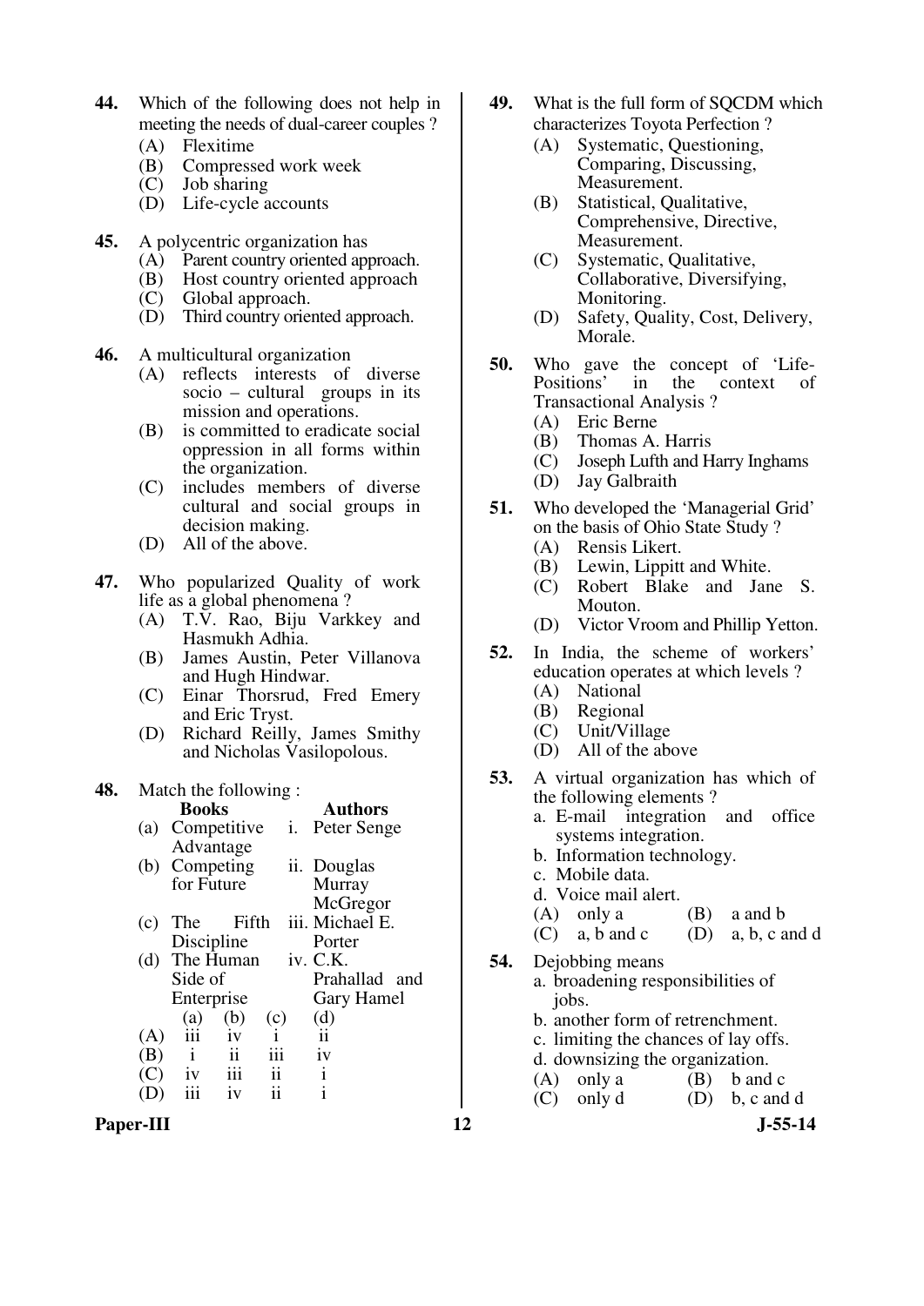**44.** Which of the following does not help in meeting the needs of dual-career couples ?

(A) Flexitime
(B) Compressed work week
(C) Job sharing
(D) Life-cycle accounts

**45.** A polycentric organization has

(A) Parent country oriented approach.
(B) Host country oriented approach
(C) Global approach.
(D) Third country oriented approach.

**46.** A multicultural organization

(A) reflects interests of diverse socio – cultural groups in its mission and operations.
(B) is committed to eradicate social oppression in all forms within the organization.
(C) includes members of diverse cultural and social groups in decision making.
(D) All of the above.

**47.** Who popularized Quality of work life as a global phenomena ?

(A) T.V. Rao, Biju Varkkey and Hasmukh Adhia.
(B) James Austin, Peter Villanova and Hugh Hindwar.
(C) Einar Thorsrud, Fred Emery and Eric Tryst.
(D) Richard Reilly, James Smithy and Nicholas Vasilopolous.

**48.** Match the following :

| | Books | | Authors |
|---|---|---|---|
| (a) | Competitive Advantage | i. | Peter Senge |
| (b) | Competing for Future | ii. | Douglas Murray McGregor |
| (c) | The Fifth Discipline | iii. | Michael E. Porter |
| (d) | The Human Side of Enterprise | iv. | C.K. Prahallad and Gary Hamel |

| | (a) | (b) | (c) | (d) |
|---|---|---|---|---|
| (A) | iii | iv | i | ii |
| (B) | i | ii | iii | iv |
| (C) | iv | iii | ii | i |
| (D) | iii | iv | ii | i |

**49.** What is the full form of SQCDM which characterizes Toyota Perfection ?

(A) Systematic, Questioning, Comparing, Discussing, Measurement.
(B) Statistical, Qualitative, Comprehensive, Directive, Measurement.
(C) Systematic, Qualitative, Collaborative, Diversifying, Monitoring.
(D) Safety, Quality, Cost, Delivery, Morale.

**50.** Who gave the concept of 'Life-Positions' in the context of Transactional Analysis ?

(A) Eric Berne
(B) Thomas A. Harris
(C) Joseph Lufth and Harry Inghams
(D) Jay Galbraith

**51.** Who developed the 'Managerial Grid' on the basis of Ohio State Study ?

(A) Rensis Likert.
(B) Lewin, Lippitt and White.
(C) Robert Blake and Jane S. Mouton.
(D) Victor Vroom and Phillip Yetton.

**52.** In India, the scheme of workers' education operates at which levels ?

(A) National
(B) Regional
(C) Unit/Village
(D) All of the above

**53.** A virtual organization has which of the following elements ?

a. E-mail integration and office systems integration.
b. Information technology.
c. Mobile data.
d. Voice mail alert.

(A) only a
(B) a and b
(C) a, b and c
(D) a, b, c and d

**54.** Dejobbing means

a. broadening responsibilities of jobs.
b. another form of retrenchment.
c. limiting the chances of lay offs.
d. downsizing the organization.

(A) only a
(B) b and c
(C) only d
(D) b, c and d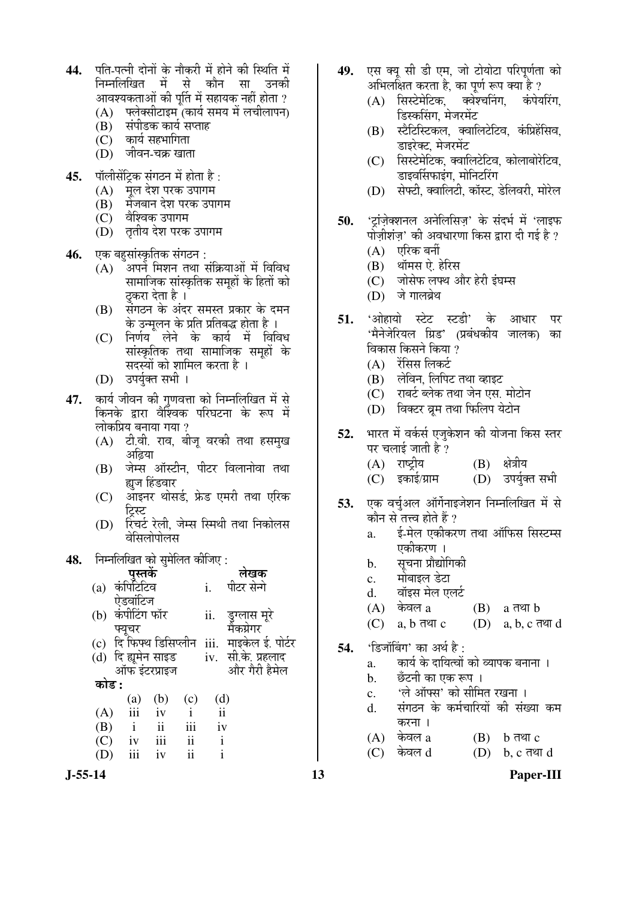**44.** पति-पत्नी दोनों के नौकरी में होने की स्थिति में निम्नलिखित में से कौन सा उनकी आवश्यकताओं की पूर्ति में सहायक नहीं होता ?

(A) फ्लेक्सीटाइम (कार्य समय में लचीलापन)
(B) संपीडक कार्य सप्ताह
(C) कार्य सहभागिता
(D) जीवन-चक्र खाता

**45.** पॉलीसेंट्रिक संगठन में होता है :

(A) मूल देश परक उपागम
(B) मेजबान देश परक उपागम
(C) वैश्विक उपागम
(D) तृतीय देश परक उपागम

**46.** एक बहुसांस्कृतिक संगठन :

(A) अपने मिशन तथा संक्रियाओं में विविध सामाजिक सांस्कृतिक समूहों के हितों को ठुकरा देता है ।
(B) संगठन के अंदर समस्त प्रकार के दमन के उन्मूलन के प्रति प्रतिबद्ध होता है ।
(C) निर्णय लेने के कार्य में विविध सांस्कृतिक तथा सामाजिक समूहों के सदस्यों को शामिल करता है ।
(D) उपर्युक्त सभी ।

**47.** कार्य जीवन की गुणवत्ता को निम्नलिखित में से किनके द्वारा वैश्विक परिघटना के रूप में लोकप्रिय बनाया गया ?

(A) टी.वी. राव, बीजू वरकी तथा हसमुख अढ़िया
(B) जेम्स ऑस्टीन, पीटर विलानोवा तथा ह्युज हिंडवार
(C) आइनर थोसर्ड, फ्रेड एमरी तथा एरिक ट्रिस्ट
(D) रिचर्ट रेली, जेम्स स्मिथी तथा निकोलस वेसिलोपोलस

**48.** निम्नलिखित को सुमेलित कीजिए :

| | पुस्तकें | | लेखक |
|---|---|---|---|
| (a) | कंपीटिटिव ऐडवांटिज | i. | पीटर सेन्गे |
| (b) | कंपीटिंग फॉर फ्यूचर | ii. | डुग्लास मूरे मैकग्रेगर |
| (c) | दि फिफ्थ डिसिप्लीन | iii. | माइकेल ई. पोर्टर |
| (d) | दि ह्यूमेन साइड ऑफ इंटरप्राइज | iv. | सी.के. प्रहलाद और गैरी हैमेल |

**कोड :**

| | (a) | (b) | (c) | (d) |
|---|---|---|---|---|
| (A) | iii | iv | i | ii |
| (B) | i | ii | iii | iv |
| (C) | iv | iii | ii | i |
| (D) | iii | iv | ii | i |

**49.** एस क्यू सी डी एम, जो टोयोटा परिपूर्णता को अभिलक्षित करता है, का पूर्ण रूप क्या है ?

(A) सिस्टेमेटिक, क्वेश्चनिंग, कंपेयरिंग, डिस्कसिंग, मेजरमेंट
(B) स्टैटिस्टिकल, क्वालिटेटिव, कंप्रिहेंसिव, डाइरेक्ट, मेजरमेंट
(C) सिस्टेमेटिक, क्वालिटेटिव, कोलाबोरेटिव, डाइवर्सिफाइंग, मोनिटरिंग
(D) सेफ्टी, क्वालिटी, कॉस्ट, डेलिवरी, मोरेल

**50.** 'ट्रांज़ेक्शनल अनेलिसिज़' के संदर्भ में 'लाइफ पोज़ीशंज़' की अवधारणा किस द्वारा दी गई है ?

(A) एरिक बर्नी
(B) थॉमस ऐ. हेरिस
(C) जोसेफ लफ्थ और हेरी इंघम्स
(D) जे गालब्रेथ

**51.** 'ओहायो स्टेट स्टडी' के आधार पर 'मैनेजेरियल ग्रिड' (प्रबंधकीय जालक) का विकास किसने किया ?

(A) रेंसिस लिकर्ट
(B) लेविन, लिपिट तथा व्हाइट
(C) राबर्ट ब्लेक तथा जेन एस. मोटोन
(D) विक्टर व्रूम तथा फिलिप येटोन

**52.** भारत में वर्कर्स एजुकेशन की योजना किस स्तर पर चलाई जाती है ?

(A) राष्ट्रीय
(B) क्षेत्रीय
(C) इकाई/ग्राम
(D) उपर्युक्त सभी

**53.** एक वर्चुअल ऑर्गेनाइजेशन निम्नलिखित में से कौन से तत्त्व होते हैं ?

a. ई-मेल एकीकरण तथा ऑफिस सिस्टम्स एकीकरण ।
b. सूचना प्रौद्योगिकी
c. मोबाइल डेटा
d. वॉइस मेल एलर्ट

(A) केवल a
(B) a तथा b
(C) a, b तथा c
(D) a, b, c तथा d

**54.** 'डिजॉबिंग' का अर्थ है :

a. कार्य के दायित्वों को व्यापक बनाना ।
b. छँटनी का एक रूप ।
c. 'ले ऑफ्स' को सीमित रखना ।
d. संगठन के कर्मचारियों की संख्या कम करना ।

(A) केवल a
(B) b तथा c
(C) केवल d
(D) b, c तथा d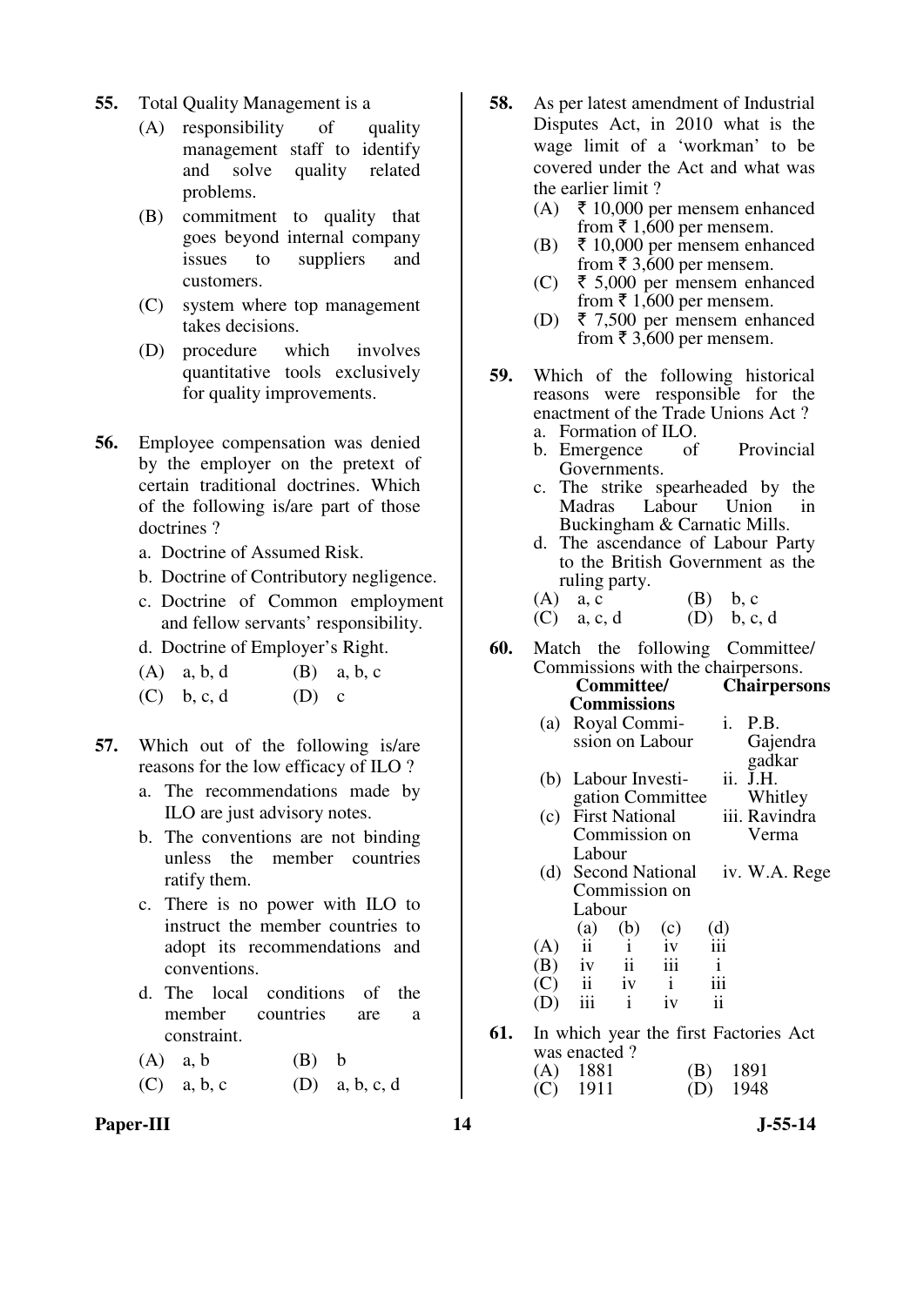**55.** Total Quality Management is a

(A) responsibility of quality management staff to identify and solve quality related problems.

(B) commitment to quality that goes beyond internal company issues to suppliers and customers.

(C) system where top management takes decisions.

(D) procedure which involves quantitative tools exclusively for quality improvements.

**56.** Employee compensation was denied by the employer on the pretext of certain traditional doctrines. Which of the following is/are part of those doctrines ?

a. Doctrine of Assumed Risk.

b. Doctrine of Contributory negligence.

c. Doctrine of Common employment and fellow servants' responsibility.

d. Doctrine of Employer's Right.

(A) a, b, d  (B) a, b, c

(C) b, c, d  (D) c

**57.** Which out of the following is/are reasons for the low efficacy of ILO ?

a. The recommendations made by ILO are just advisory notes.

b. The conventions are not binding unless the member countries ratify them.

c. There is no power with ILO to instruct the member countries to adopt its recommendations and conventions.

d. The local conditions of the member countries are a constraint.

(A) a, b  (B) b

(C) a, b, c  (D) a, b, c, d

**58.** As per latest amendment of Industrial Disputes Act, in 2010 what is the wage limit of a 'workman' to be covered under the Act and what was the earlier limit ?

(A) ₹ 10,000 per mensem enhanced from ₹ 1,600 per mensem.

(B) ₹ 10,000 per mensem enhanced from ₹ 3,600 per mensem.

(C) ₹ 5,000 per mensem enhanced from ₹ 1,600 per mensem.

(D) ₹ 7,500 per mensem enhanced from ₹ 3,600 per mensem.

**59.** Which of the following historical reasons were responsible for the enactment of the Trade Unions Act ?

a. Formation of ILO.

b. Emergence of Provincial Governments.

c. The strike spearheaded by the Madras Labour Union in Buckingham & Carnatic Mills.

d. The ascendance of Labour Party to the British Government as the ruling party.

(A) a, c  (B) b, c

(C) a, c, d  (D) b, c, d

**60.** Match the following Committee/ Commissions with the chairpersons.

| Committee/ Commissions | Chairpersons |
|---|---|
| (a) Royal Commission on Labour | i. P.B. Gajendragadkar |
| (b) Labour Investigation Committee | ii. J.H. Whitley |
| (c) First National Commission on Labour | iii. Ravindra Verma |
| (d) Second National Commission on Labour | iv. W.A. Rege |

| | (a) | (b) | (c) | (d) |
|---|---|---|---|---|
| (A) | ii | i | iv | iii |
| (B) | iv | ii | iii | i |
| (C) | ii | iv | i | iii |
| (D) | iii | i | iv | ii |

**61.** In which year the first Factories Act was enacted ?

(A) 1881  (B) 1891

(C) 1911  (D) 1948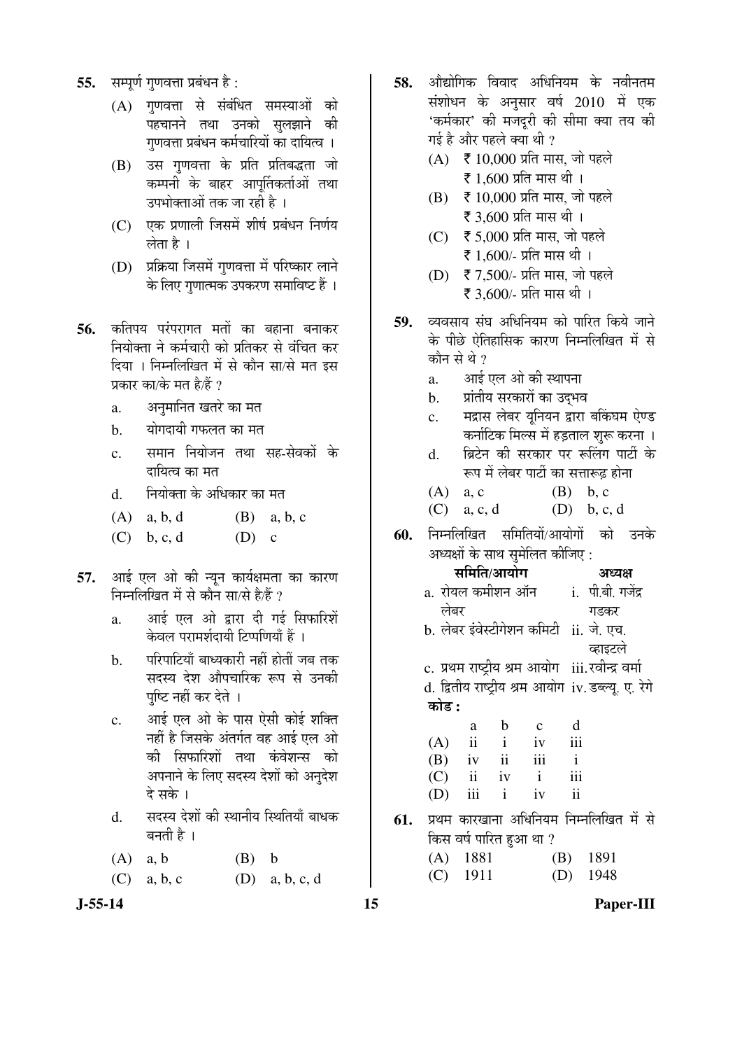**55.** सम्पूर्ण गुणवत्ता प्रबंधन है :

(A) गुणवत्ता से संबंधित समस्याओं को पहचानने तथा उनको सुलझाने की गुणवत्ता प्रबंधन कर्मचारियों का दायित्व ।

(B) उस गुणवत्ता के प्रति प्रतिबद्धता जो कम्पनी के बाहर आपूर्तिकर्ताओं तथा उपभोक्ताओं तक जा रही है ।

(C) एक प्रणाली जिसमें शीर्ष प्रबंधन निर्णय लेता है ।

(D) प्रक्रिया जिसमें गुणवत्ता में परिष्कार लाने के लिए गुणात्मक उपकरण समाविष्ट हैं ।

**56.** कतिपय परंपरागत मतों का बहाना बनाकर नियोक्ता ने कर्मचारी को प्रतिकर से वंचित कर दिया । निम्नलिखित में से कौन सा/से मत इस प्रकार का/के मत है/हैं ?

a. अनुमानित खतरे का मत

b. योगदायी गफलत का मत

c. समान नियोजन तथा सह-सेवकों के दायित्व का मत

d. नियोक्ता के अधिकार का मत

(A) a, b, d (B) a, b, c

(C) b, c, d (D) c

**57.** आई एल ओ की न्यून कार्यक्षमता का कारण निम्नलिखित में से कौन सा/से है/हैं ?

a. आई एल ओ द्वारा दी गई सिफारिशें केवल परामर्शदायी टिप्पणियाँ हैं ।

b. परिपाटियाँ बाध्यकारी नहीं होतीं जब तक सदस्य देश औपचारिक रूप से उनकी पुष्टि नहीं कर देते ।

c. आई एल ओ के पास ऐसी कोई शक्ति नहीं है जिसके अंतर्गत वह आई एल ओ की सिफारिशों तथा कंवेशन्स को अपनाने के लिए सदस्य देशों को अनुदेश दे सके ।

d. सदस्य देशों की स्थानीय स्थितियाँ बाधक बनती है ।

(A) a, b (B) b

(C) a, b, c (D) a, b, c, d

**58.** औद्योगिक विवाद अधिनियम के नवीनतम संशोधन के अनुसार वर्ष 2010 में एक 'कर्मकार' की मजदूरी की सीमा क्या तय की गई है और पहले क्या थी ?

(A) ₹ 10,000 प्रति मास, जो पहले ₹ 1,600 प्रति मास थी ।

(B) ₹ 10,000 प्रति मास, जो पहले ₹ 3,600 प्रति मास थी ।

(C) ₹ 5,000 प्रति मास, जो पहले ₹ 1,600/- प्रति मास थी ।

(D) ₹ 7,500/- प्रति मास, जो पहले ₹ 3,600/- प्रति मास थी ।

**59.** व्यवसाय संघ अधिनियम को पारित किये जाने के पीछे ऐतिहासिक कारण निम्नलिखित में से कौन से थे ?

a. आई एल ओ की स्थापना

b. प्रांतीय सरकारों का उद्भव

c. मद्रास लेबर यूनियन द्वारा बकिंघम ऐण्ड कर्नाटिक मिल्स में हड़ताल शुरू करना ।

d. ब्रिटेन की सरकार पर रूलिंग पार्टी के रूप में लेबर पार्टी का सत्तारूढ़ होना

(A) a, c (B) b, c

(C) a, c, d (D) b, c, d

**60.** निम्नलिखित समितियों/आयोगों को उनके अध्यक्षों के साथ सुमेलित कीजिए :

| समिति/आयोग | अध्यक्ष |
|---|---|
| a. रोयल कमीशन ऑन लेबर | i. पी.बी. गजेंद्र गडकर |
| b. लेबर इंवेस्टीगेशन कमिटी | ii. जे. एच. व्हाइटले |
| c. प्रथम राष्ट्रीय श्रम आयोग | iii. रवीन्द्र वर्मा |
| d. द्वितीय राष्ट्रीय श्रम आयोग | iv. डब्ल्यू. ए. रेगे |

**कोड :**

| | a | b | c | d |
|---|---|---|---|---|
| (A) | ii | i | iv | iii |
| (B) | iv | ii | iii | i |
| (C) | ii | iv | i | iii |
| (D) | iii | i | iv | ii |

**61.** प्रथम कारखाना अधिनियम निम्नलिखित में से किस वर्ष पारित हुआ था ?

(A) 1881 (B) 1891

(C) 1911 (D) 1948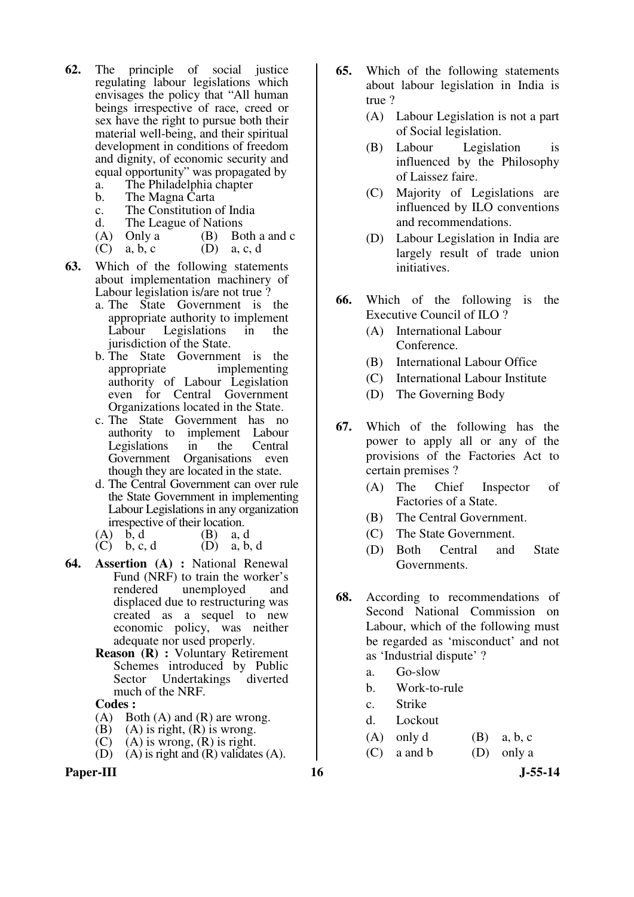**62.** The principle of social justice regulating labour legislations which envisages the policy that "All human beings irrespective of race, creed or sex have the right to pursue both their material well-being, and their spiritual development in conditions of freedom and dignity, of economic security and equal opportunity" was propagated by

a. The Philadelphia chapter
b. The Magna Carta
c. The Constitution of India
d. The League of Nations

(A) Only a (B) Both a and c
(C) a, b, c (D) a, c, d

**63.** Which of the following statements about implementation machinery of Labour legislation is/are not true ?

a. The State Government is the appropriate authority to implement Labour Legislations in the jurisdiction of the State.
b. The State Government is the appropriate implementing authority of Labour Legislation even for Central Government Organizations located in the State.
c. The State Government has no authority to implement Labour Legislations in the Central Government Organisations even though they are located in the state.
d. The Central Government can over rule the State Government in implementing Labour Legislations in any organization irrespective of their location.

(A) b, d (B) a, d
(C) b, c, d (D) a, b, d

**64.** **Assertion (A) :** National Renewal Fund (NRF) to train the worker's rendered unemployed and displaced due to restructuring was created as a sequel to new economic policy, was neither adequate nor used properly.

**Reason (R) :** Voluntary Retirement Schemes introduced by Public Sector Undertakings diverted much of the NRF.

**Codes :**
(A) Both (A) and (R) are wrong.
(B) (A) is right, (R) is wrong.
(C) (A) is wrong, (R) is right.
(D) (A) is right and (R) validates (A).

**65.** Which of the following statements about labour legislation in India is true ?

(A) Labour Legislation is not a part of Social legislation.
(B) Labour Legislation is influenced by the Philosophy of Laissez faire.
(C) Majority of Legislations are influenced by ILO conventions and recommendations.
(D) Labour Legislation in India are largely result of trade union initiatives.

**66.** Which of the following is the Executive Council of ILO ?

(A) International Labour Conference.
(B) International Labour Office
(C) International Labour Institute
(D) The Governing Body

**67.** Which of the following has the power to apply all or any of the provisions of the Factories Act to certain premises ?

(A) The Chief Inspector of Factories of a State.
(B) The Central Government.
(C) The State Government.
(D) Both Central and State Governments.

**68.** According to recommendations of Second National Commission on Labour, which of the following must be regarded as 'misconduct' and not as 'Industrial dispute' ?

a. Go-slow
b. Work-to-rule
c. Strike
d. Lockout

(A) only d (B) a, b, c
(C) a and b (D) only a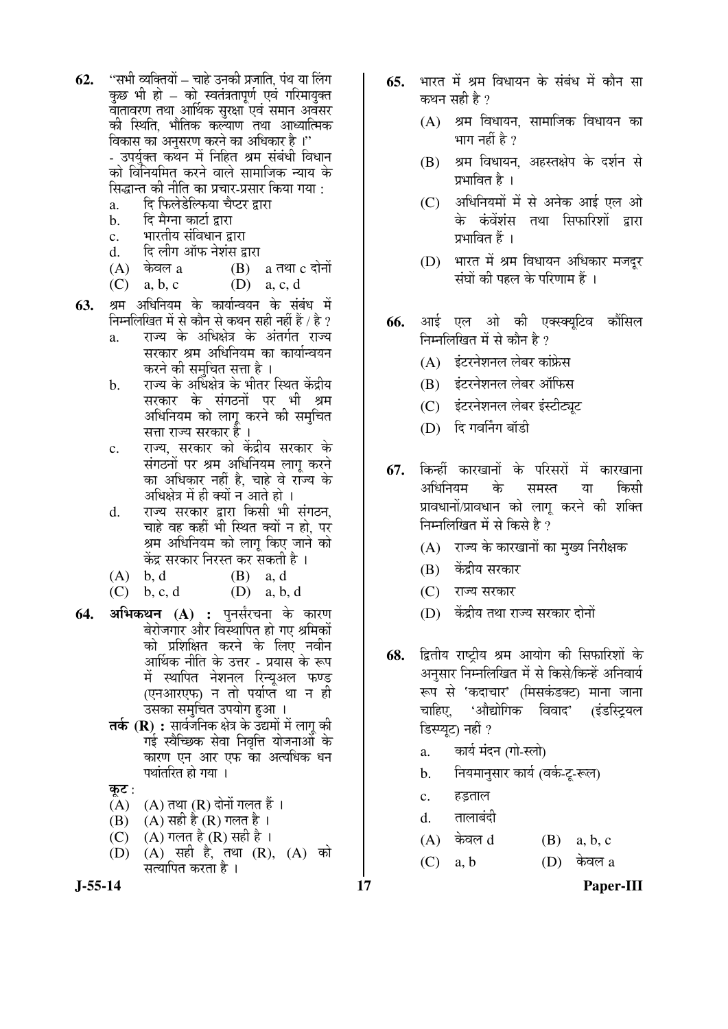**62.** "सभी व्यक्तियों – चाहे उनकी प्रजाति, पंथ या लिंग कुछ भी हो – को स्वतंत्रतापूर्ण एवं गरिमायुक्त वातावरण तथा आर्थिक सुरक्षा एवं समान अवसर की स्थिति, भौतिक कल्याण तथा आध्यात्मिक विकास का अनुसरण करने का अधिकार है ।"
- उपर्युक्त कथन में निहित श्रम संबंधी विधान को विनियमित करने वाले सामाजिक न्याय के सिद्धान्त की नीति का प्रचार-प्रसार किया गया :

a. दि फिलेडेल्फिया चैप्टर द्वारा
b. दि मैग्ना कार्टा द्वारा
c. भारतीय संविधान द्वारा
d. दि लीग ऑफ नेशंस द्वारा

(A) केवल a (B) a तथा c दोनों
(C) a, b, c (D) a, c, d

**63.** श्रम अधिनियम के कार्यान्वयन के संबंध में निम्नलिखित में से कौन से कथन सही नहीं हैं / है ?

a. राज्य के अधिक्षेत्र के अंतर्गत राज्य सरकार श्रम अधिनियम का कार्यान्वयन करने की समुचित सत्ता है ।
b. राज्य के अधिक्षेत्र के भीतर स्थित केंद्रीय सरकार के संगठनों पर भी श्रम अधिनियम को लागू करने की समुचित सत्ता राज्य सरकार है ।
c. राज्य, सरकार को केंद्रीय सरकार के संगठनों पर श्रम अधिनियम लागू करने का अधिकार नहीं है, चाहे वे राज्य के अधिक्षेत्र में ही क्यों न आते हो ।
d. राज्य सरकार द्वारा किसी भी संगठन, चाहे वह कहीं भी स्थित क्यों न हो, पर श्रम अधिनियम को लागू किए जाने को केंद्र सरकार निरस्त कर सकती है ।

(A) b, d (B) a, d
(C) b, c, d (D) a, b, d

**64.** **अभिकथन (A) :** पुनर्संरचना के कारण बेरोजगार और विस्थापित हो गए श्रमिकों को प्रशिक्षित करने के लिए नवीन आर्थिक नीति के उत्तर - प्रयास के रूप में स्थापित नेशनल रिन्यूअल फण्ड (एनआरएफ) न तो पर्याप्त था न ही उसका समुचित उपयोग हुआ ।

**तर्क (R) :** सार्वजनिक क्षेत्र के उद्यमों में लागू की गई स्वैच्छिक सेवा निवृत्ति योजनाओं के कारण एन आर एफ का अत्यधिक धन पथांतरित हो गया ।

**कूट :**
(A) (A) तथा (R) दोनों गलत हैं ।
(B) (A) सही है (R) गलत है ।
(C) (A) गलत है (R) सही है ।
(D) (A) सही है, तथा (R), (A) को सत्यापित करता है ।

**65.** भारत में श्रम विधायन के संबंध में कौन सा कथन सही है ?

(A) श्रम विधायन, सामाजिक विधायन का भाग नहीं है ?
(B) श्रम विधायन, अहस्तक्षेप के दर्शन से प्रभावित है ।
(C) अधिनियमों में से अनेक आई एल ओ के कंवेंशंस तथा सिफारिशों द्वारा प्रभावित हैं ।
(D) भारत में श्रम विधायन अधिकार मजदूर संघों की पहल के परिणाम हैं ।

**66.** आई एल ओ की एक्स्क्यूटिव कौंसिल निम्नलिखित में से कौन है ?

(A) इंटरनेशनल लेबर कांफ्रेस
(B) इंटरनेशनल लेबर ऑफिस
(C) इंटरनेशनल लेबर इंस्टीट्यूट
(D) दि गवर्निंग बॉडी

**67.** किन्हीं कारखानों के परिसरों में कारखाना अधिनियम के समस्त या किसी प्रावधानों/प्रावधान को लागू करने की शक्ति निम्नलिखित में से किसे है ?

(A) राज्य के कारखानों का मुख्य निरीक्षक
(B) केंद्रीय सरकार
(C) राज्य सरकार
(D) केंद्रीय तथा राज्य सरकार दोनों

**68.** द्वितीय राष्ट्रीय श्रम आयोग की सिफारिशों के अनुसार निम्नलिखित में से किसे/किन्हें अनिवार्य रूप से 'कदाचार' (मिसकंडक्ट) माना जाना चाहिए, 'औद्योगिक विवाद' (इंडस्ट्रियल डिस्प्यूट) नहीं ?

a. कार्य मंदन (गो-स्लो)
b. नियमानुसार कार्य (वर्क-टू-रूल)
c. हड़ताल
d. तालाबंदी

(A) केवल d (B) a, b, c
(C) a, b (D) केवल a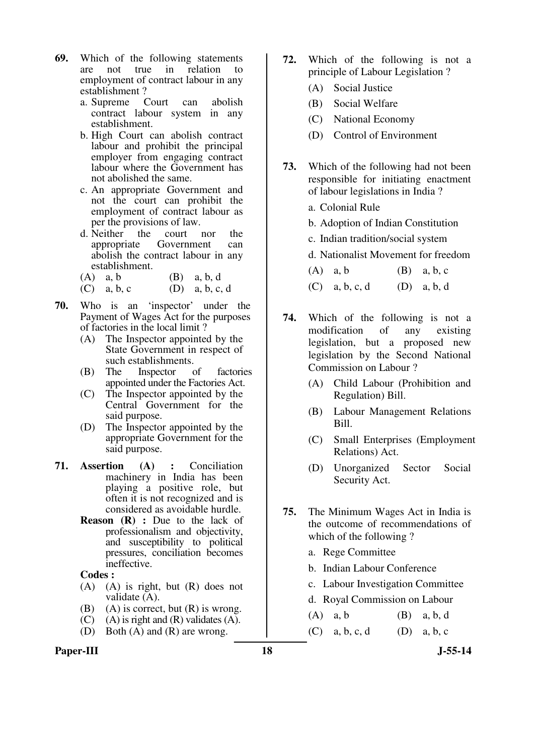**69.** Which of the following statements are not true in relation to employment of contract labour in any establishment ?

a. Supreme Court can abolish contract labour system in any establishment.

b. High Court can abolish contract labour and prohibit the principal employer from engaging contract labour where the Government has not abolished the same.

c. An appropriate Government and not the court can prohibit the employment of contract labour as per the provisions of law.

d. Neither the court nor the appropriate Government can abolish the contract labour in any establishment.

(A) a, b (B) a, b, d

(C) a, b, c (D) a, b, c, d

**70.** Who is an 'inspector' under the Payment of Wages Act for the purposes of factories in the local limit ?

(A) The Inspector appointed by the State Government in respect of such establishments.

(B) The Inspector of factories appointed under the Factories Act.

(C) The Inspector appointed by the Central Government for the said purpose.

(D) The Inspector appointed by the appropriate Government for the said purpose.

**71.** **Assertion (A) :** Conciliation machinery in India has been playing a positive role, but often it is not recognized and is considered as avoidable hurdle.

**Reason (R) :** Due to the lack of professionalism and objectivity, and susceptibility to political pressures, conciliation becomes ineffective.

**Codes :**

(A) (A) is right, but (R) does not validate (A).

(B) (A) is correct, but (R) is wrong.

(C) (A) is right and (R) validates (A).

(D) Both (A) and (R) are wrong.

**72.** Which of the following is not a principle of Labour Legislation ?

(A) Social Justice

(B) Social Welfare

(C) National Economy

(D) Control of Environment

**73.** Which of the following had not been responsible for initiating enactment of labour legislations in India ?

a. Colonial Rule

b. Adoption of Indian Constitution

c. Indian tradition/social system

d. Nationalist Movement for freedom

(A) a, b (B) a, b, c

(C) a, b, c, d (D) a, b, d

**74.** Which of the following is not a modification of any existing legislation, but a proposed new legislation by the Second National Commission on Labour ?

(A) Child Labour (Prohibition and Regulation) Bill.

(B) Labour Management Relations Bill.

(C) Small Enterprises (Employment Relations) Act.

(D) Unorganized Sector Social Security Act.

**75.** The Minimum Wages Act in India is the outcome of recommendations of which of the following ?

a. Rege Committee

b. Indian Labour Conference

c. Labour Investigation Committee

d. Royal Commission on Labour

(A) a, b (B) a, b, d

(C) a, b, c, d (D) a, b, c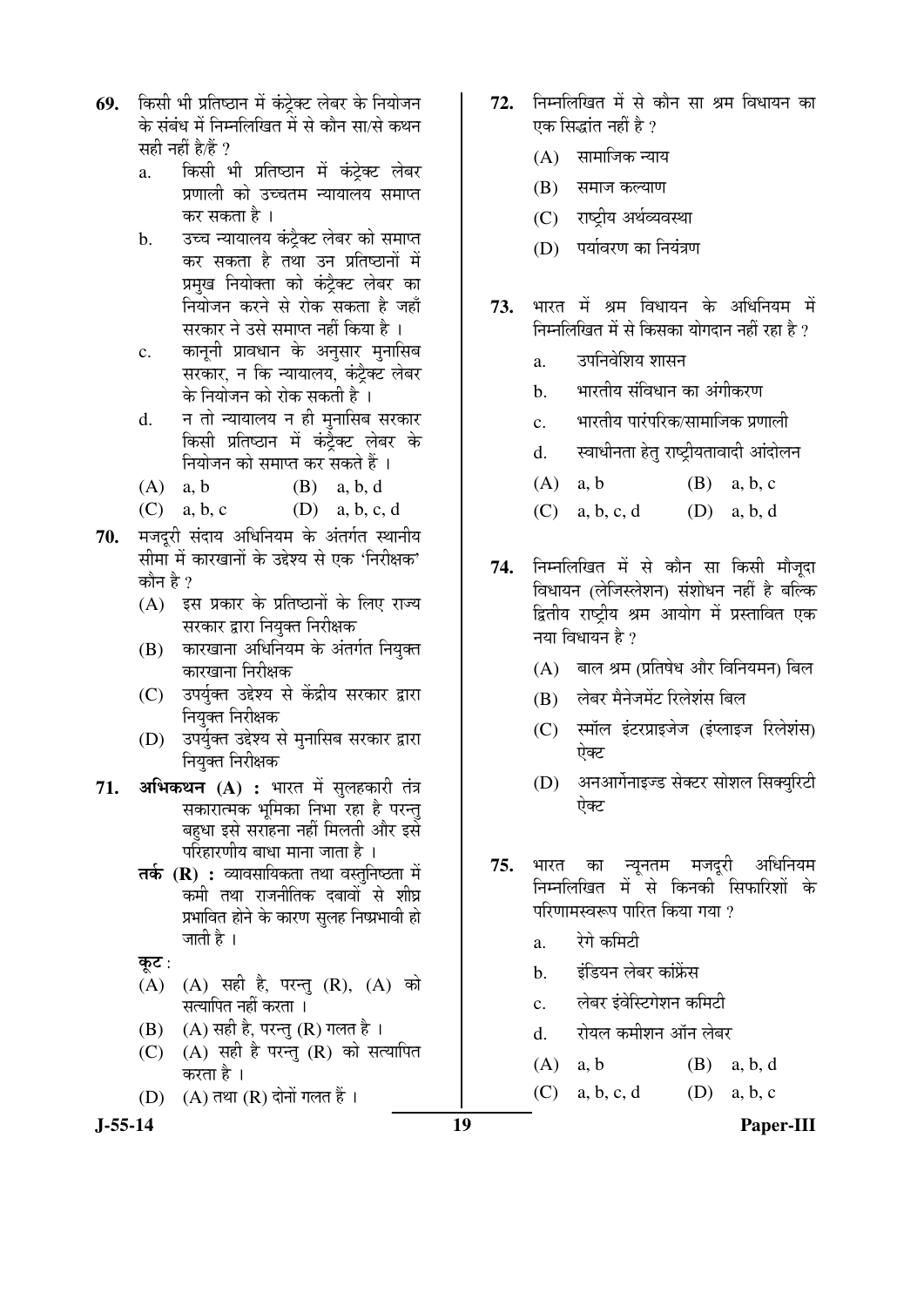69. किसी भी प्रतिष्ठान में कंट्रेक्ट लेबर के नियोजन के संबंध में निम्नलिखित में से कौन सा/से कथन सही नहीं है/हैं ?

   a. किसी भी प्रतिष्ठान में कंट्रेक्ट लेबर प्रणाली को उच्चतम न्यायालय समाप्त कर सकता है ।
   b. उच्च न्यायालय कंट्रैक्ट लेबर को समाप्त कर सकता है तथा उन प्रतिष्ठानों में प्रमुख नियोक्ता को कंट्रैक्ट लेबर का नियोजन करने से रोक सकता है जहाँ सरकार ने उसे समाप्त नहीं किया है ।
   c. कानूनी प्रावधान के अनुसार मुनासिब सरकार, न कि न्यायालय, कंट्रैक्ट लेबर के नियोजन को रोक सकती है ।
   d. न तो न्यायालय न ही मुनासिब सरकार किसी प्रतिष्ठान में कंट्रैक्ट लेबर के नियोजन को समाप्त कर सकते हैं ।

   (A) a, b
   (B) a, b, d
   (C) a, b, c
   (D) a, b, c, d

70. मजदूरी संदाय अधिनियम के अंतर्गत स्थानीय सीमा में कारखानों के उद्देश्य से एक 'निरीक्षक' कौन है ?

   (A) इस प्रकार के प्रतिष्ठानों के लिए राज्य सरकार द्वारा नियुक्त निरीक्षक
   (B) कारखाना अधिनियम के अंतर्गत नियुक्त कारखाना निरीक्षक
   (C) उपर्युक्त उद्देश्य से केंद्रीय सरकार द्वारा नियुक्त निरीक्षक
   (D) उपर्युक्त उद्देश्य से मुनासिब सरकार द्वारा नियुक्त निरीक्षक

71. **अभिकथन (A) :** भारत में सुलहकारी तंत्र सकारात्मक भूमिका निभा रहा है परन्तु बहुधा इसे सराहना नहीं मिलती और इसे परिहारणीय बाधा माना जाता है ।

   **तर्क (R) :** व्यावसायिकता तथा वस्तुनिष्ठता में कमी तथा राजनीतिक दबावों से शीघ्र प्रभावित होने के कारण सुलह निष्प्रभावी हो जाती है ।

   **कूट :**

   (A) (A) सही है, परन्तु (R), (A) को सत्यापित नहीं करता ।
   (B) (A) सही है, परन्तु (R) गलत है ।
   (C) (A) सही है परन्तु (R) को सत्यापित करता है ।
   (D) (A) तथा (R) दोनों गलत हैं ।

72. निम्नलिखित में से कौन सा श्रम विधायन का एक सिद्धांत नहीं है ?

   (A) सामाजिक न्याय
   (B) समाज कल्याण
   (C) राष्ट्रीय अर्थव्यवस्था
   (D) पर्यावरण का नियंत्रण

73. भारत में श्रम विधायन के अधिनियम में निम्नलिखित में से किसका योगदान नहीं रहा है ?

   a. उपनिवेशिय शासन
   b. भारतीय संविधान का अंगीकरण
   c. भारतीय पारंपरिक/सामाजिक प्रणाली
   d. स्वाधीनता हेतु राष्ट्रीयतावादी आंदोलन

   (A) a, b
   (B) a, b, c
   (C) a, b, c, d
   (D) a, b, d

74. निम्नलिखित में से कौन सा किसी मौजूदा विधायन (लेजिस्लेशन) संशोधन नहीं है बल्कि द्वितीय राष्ट्रीय श्रम आयोग में प्रस्तावित एक नया विधायन है ?

   (A) बाल श्रम (प्रतिषेध और विनियमन) बिल
   (B) लेबर मैनेजमेंट रिलेशंस बिल
   (C) स्मॉल इंटरप्राइजेज (इंप्लाइज रिलेशंस) ऐक्ट
   (D) अनआर्गेनाइज्ड सेक्टर सोशल सिक्युरिटी ऐक्ट

75. भारत का न्यूनतम मजदूरी अधिनियम निम्नलिखित में से किनकी सिफारिशों के परिणामस्वरूप पारित किया गया ?

   a. रेगे कमिटी
   b. इंडियन लेबर कांफ्रेंस
   c. लेबर इंवेस्टिगेशन कमिटी
   d. रोयल कमीशन ऑन लेबर

   (A) a, b
   (B) a, b, d
   (C) a, b, c, d
   (D) a, b, c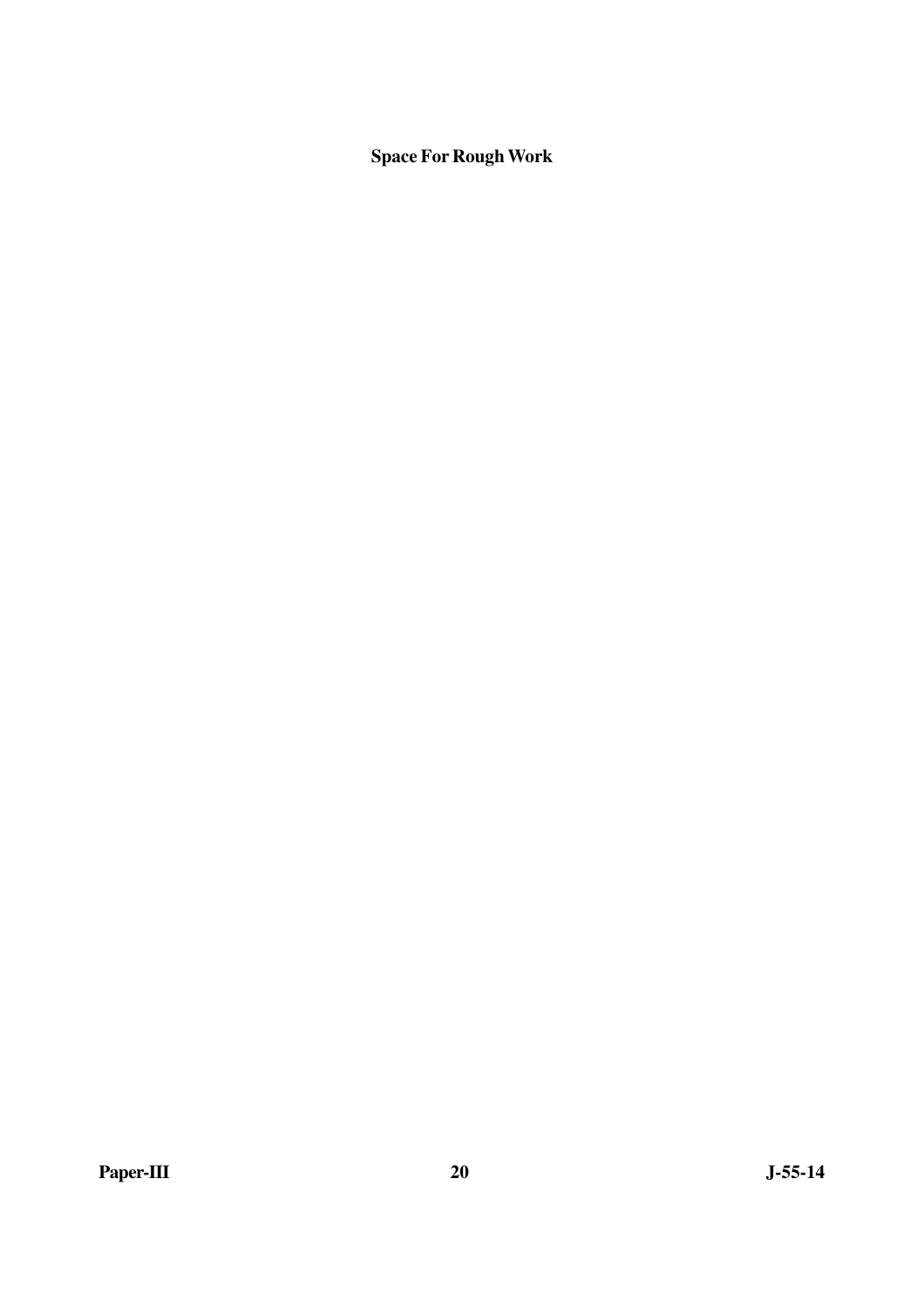**Space For Rough Work**